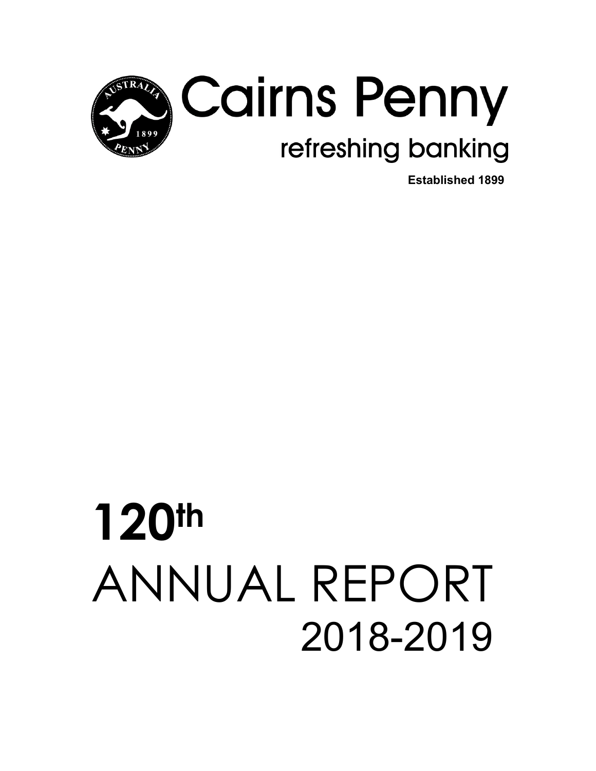# Cairns Penny

refreshing banking

**Established 1899**

# 120th ANNUAL REPORT 2018-2019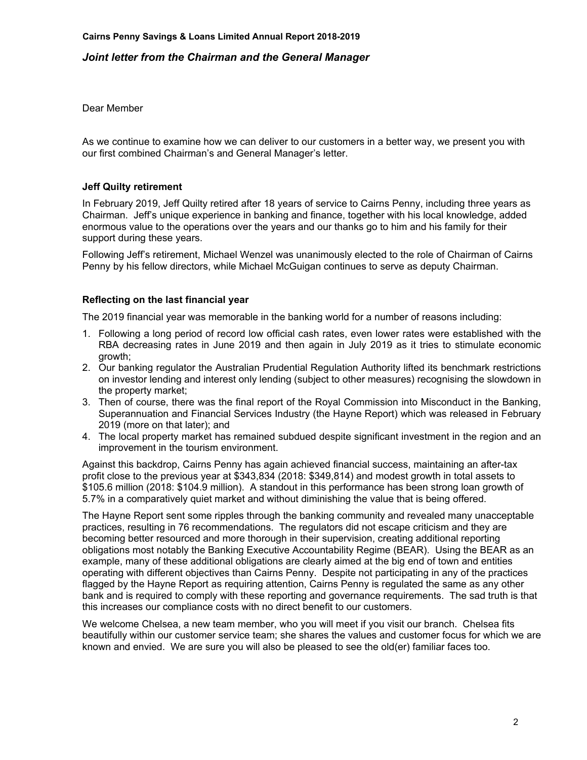## *Joint letter from the Chairman and the General Manager*

Dear Member

As we continue to examine how we can deliver to our customers in a better way, we present you with our first combined Chairman's and General Manager's letter.

### Jeff Quilty retirement

In February 2019, Jeff Quilty retired after 18 years of service to Cairns Penny, including three years as Chairman. Jeff's unique experience in banking and finance, together with his local knowledge, added enormous value to the operations over the years and our thanks go to him and his family for their support during these years.

Following Jeff's retirement, Michael Wenzel was unanimously elected to the role of Chairman of Cairns Penny by his fellow directors, while Michael McGuigan continues to serve as deputy Chairman.

### Reflecting on the last financial year

The 2019 financial year was memorable in the banking world for a number of reasons including:

1. Following a long period of record low official cash rates, even lower rates were established with the RBA decreasing rates in June 2019 and then again in July 2019 as it tries to stimulate economic growth;
2. Our banking regulator the Australian Prudential Regulation Authority lifted its benchmark restrictions on investor lending and interest only lending (subject to other measures) recognising the slowdown in the property market;
3. Then of course, there was the final report of the Royal Commission into Misconduct in the Banking, Superannuation and Financial Services Industry (the Hayne Report) which was released in February 2019 (more on that later); and
4. The local property market has remained subdued despite significant investment in the region and an improvement in the tourism environment.

Against this backdrop, Cairns Penny has again achieved financial success, maintaining an after-tax profit close to the previous year at $343,834 (2018: $349,814) and modest growth in total assets to $105.6 million (2018: $104.9 million). A standout in this performance has been strong loan growth of 5.7% in a comparatively quiet market and without diminishing the value that is being offered.

The Hayne Report sent some ripples through the banking community and revealed many unacceptable practices, resulting in 76 recommendations. The regulators did not escape criticism and they are becoming better resourced and more thorough in their supervision, creating additional reporting obligations most notably the Banking Executive Accountability Regime (BEAR). Using the BEAR as an example, many of these additional obligations are clearly aimed at the big end of town and entities operating with different objectives than Cairns Penny. Despite not participating in any of the practices flagged by the Hayne Report as requiring attention, Cairns Penny is regulated the same as any other bank and is required to comply with these reporting and governance requirements. The sad truth is that this increases our compliance costs with no direct benefit to our customers.

We welcome Chelsea, a new team member, who you will meet if you visit our branch. Chelsea fits beautifully within our customer service team; she shares the values and customer focus for which we are known and envied. We are sure you will also be pleased to see the old(er) familiar faces too.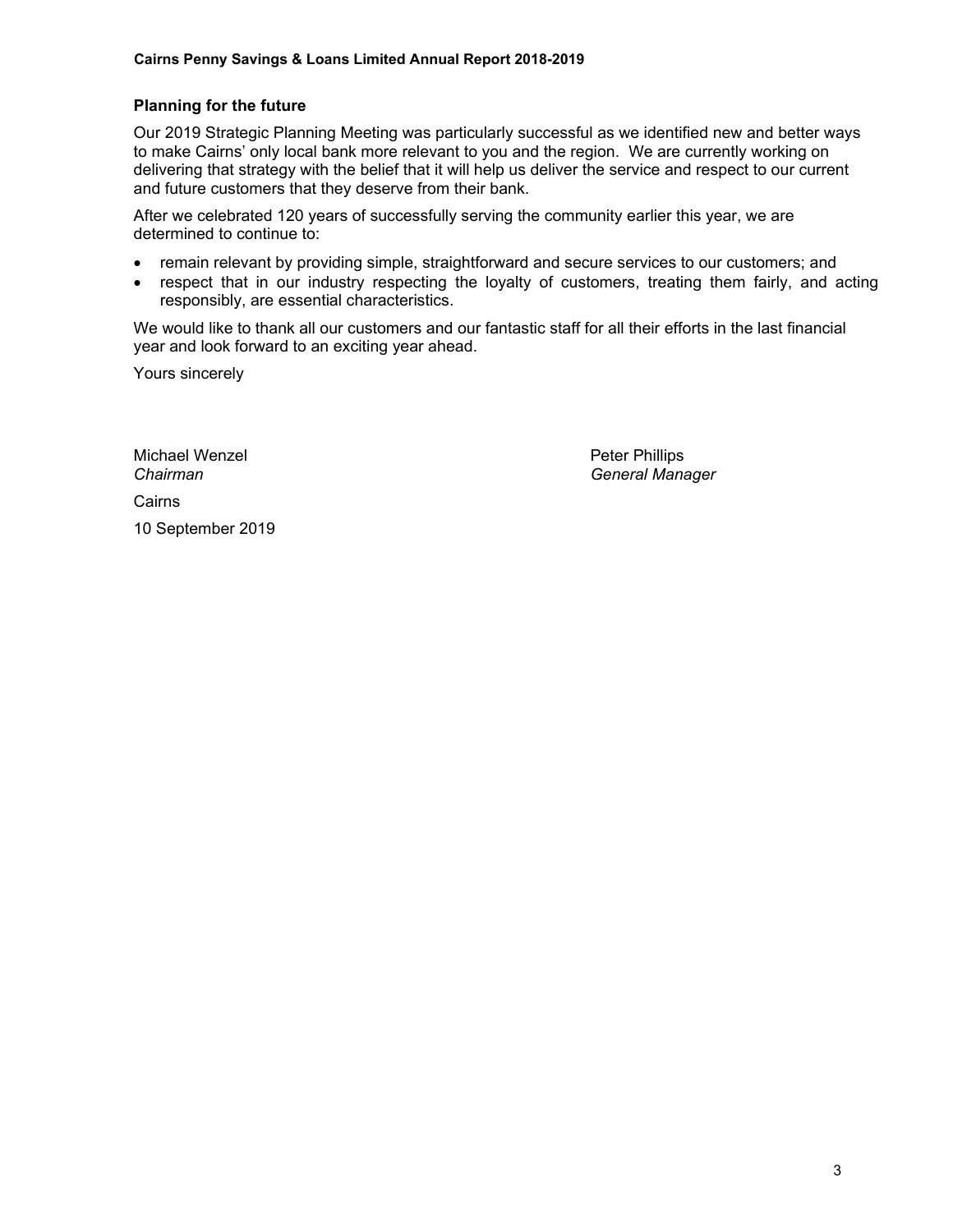## Planning for the future

Our 2019 Strategic Planning Meeting was particularly successful as we identified new and better ways to make Cairns' only local bank more relevant to you and the region. We are currently working on delivering that strategy with the belief that it will help us deliver the service and respect to our current and future customers that they deserve from their bank.

After we celebrated 120 years of successfully serving the community earlier this year, we are determined to continue to:

- remain relevant by providing simple, straightforward and secure services to our customers; and
- respect that in our industry respecting the loyalty of customers, treating them fairly, and acting responsibly, are essential characteristics.

We would like to thank all our customers and our fantastic staff for all their efforts in the last financial year and look forward to an exciting year ahead.

Yours sincerely

Michael Wenzel
*Chairman*

Peter Phillips
*General Manager*

Cairns

10 September 2019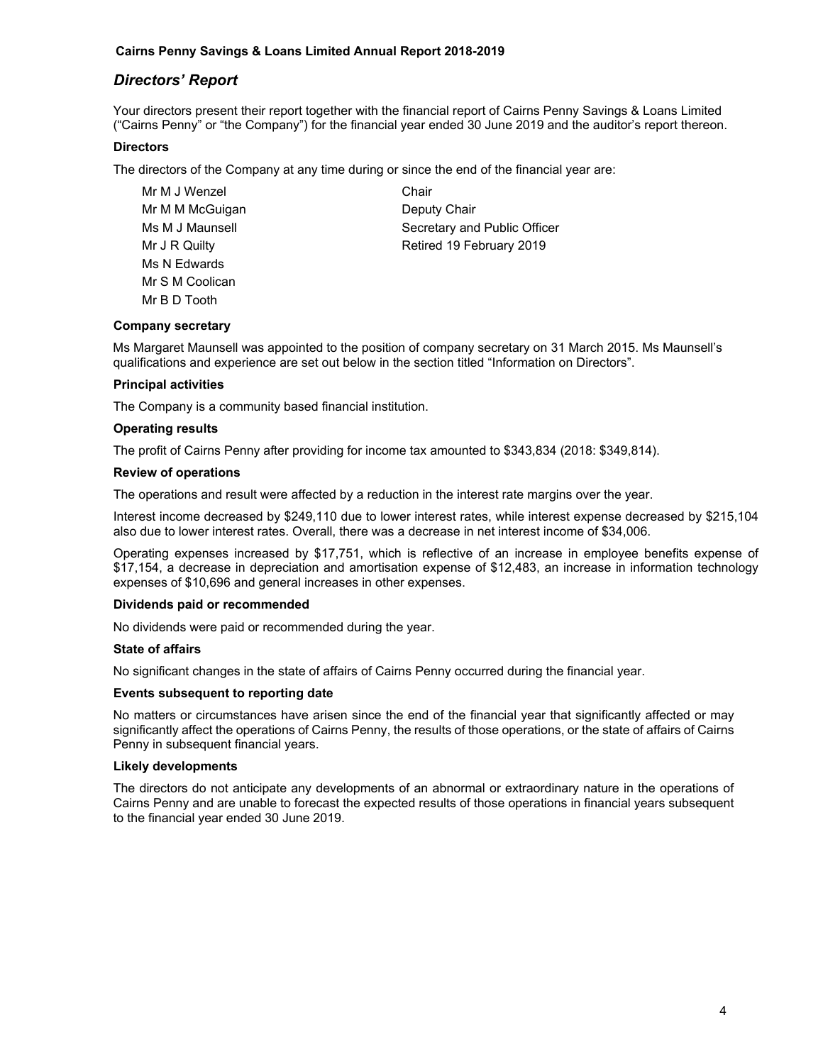## *Directors' Report*

Your directors present their report together with the financial report of Cairns Penny Savings & Loans Limited ("Cairns Penny" or "the Company") for the financial year ended 30 June 2019 and the auditor's report thereon.

### Directors

The directors of the Company at any time during or since the end of the financial year are:

| | |
|---|---|
| Mr M J Wenzel | Chair |
| Mr M M McGuigan | Deputy Chair |
| Ms M J Maunsell | Secretary and Public Officer |
| Mr J R Quilty | Retired 19 February 2019 |
| Ms N Edwards | |
| Mr S M Coolican | |
| Mr B D Tooth | |

### Company secretary

Ms Margaret Maunsell was appointed to the position of company secretary on 31 March 2015. Ms Maunsell's qualifications and experience are set out below in the section titled "Information on Directors".

### Principal activities

The Company is a community based financial institution.

### Operating results

The profit of Cairns Penny after providing for income tax amounted to $343,834 (2018: $349,814).

### Review of operations

The operations and result were affected by a reduction in the interest rate margins over the year.

Interest income decreased by $249,110 due to lower interest rates, while interest expense decreased by $215,104 also due to lower interest rates. Overall, there was a decrease in net interest income of $34,006.

Operating expenses increased by $17,751, which is reflective of an increase in employee benefits expense of $17,154, a decrease in depreciation and amortisation expense of $12,483, an increase in information technology expenses of $10,696 and general increases in other expenses.

### Dividends paid or recommended

No dividends were paid or recommended during the year.

### State of affairs

No significant changes in the state of affairs of Cairns Penny occurred during the financial year.

### Events subsequent to reporting date

No matters or circumstances have arisen since the end of the financial year that significantly affected or may significantly affect the operations of Cairns Penny, the results of those operations, or the state of affairs of Cairns Penny in subsequent financial years.

### Likely developments

The directors do not anticipate any developments of an abnormal or extraordinary nature in the operations of Cairns Penny and are unable to forecast the expected results of those operations in financial years subsequent to the financial year ended 30 June 2019.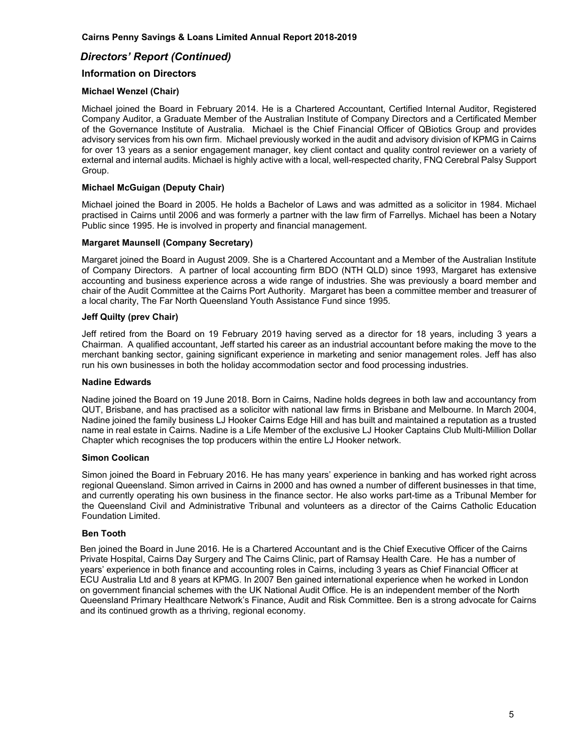## Directors' Report (Continued)

### Information on Directors

#### Michael Wenzel (Chair)

Michael joined the Board in February 2014. He is a Chartered Accountant, Certified Internal Auditor, Registered Company Auditor, a Graduate Member of the Australian Institute of Company Directors and a Certificated Member of the Governance Institute of Australia. Michael is the Chief Financial Officer of QBiotics Group and provides advisory services from his own firm. Michael previously worked in the audit and advisory division of KPMG in Cairns for over 13 years as a senior engagement manager, key client contact and quality control reviewer on a variety of external and internal audits. Michael is highly active with a local, well-respected charity, FNQ Cerebral Palsy Support Group.

#### Michael McGuigan (Deputy Chair)

Michael joined the Board in 2005. He holds a Bachelor of Laws and was admitted as a solicitor in 1984. Michael practised in Cairns until 2006 and was formerly a partner with the law firm of Farrellys. Michael has been a Notary Public since 1995. He is involved in property and financial management.

#### Margaret Maunsell (Company Secretary)

Margaret joined the Board in August 2009. She is a Chartered Accountant and a Member of the Australian Institute of Company Directors. A partner of local accounting firm BDO (NTH QLD) since 1993, Margaret has extensive accounting and business experience across a wide range of industries. She was previously a board member and chair of the Audit Committee at the Cairns Port Authority. Margaret has been a committee member and treasurer of a local charity, The Far North Queensland Youth Assistance Fund since 1995.

#### Jeff Quilty (prev Chair)

Jeff retired from the Board on 19 February 2019 having served as a director for 18 years, including 3 years a Chairman. A qualified accountant, Jeff started his career as an industrial accountant before making the move to the merchant banking sector, gaining significant experience in marketing and senior management roles. Jeff has also run his own businesses in both the holiday accommodation sector and food processing industries.

#### Nadine Edwards

Nadine joined the Board on 19 June 2018. Born in Cairns, Nadine holds degrees in both law and accountancy from QUT, Brisbane, and has practised as a solicitor with national law firms in Brisbane and Melbourne. In March 2004, Nadine joined the family business LJ Hooker Cairns Edge Hill and has built and maintained a reputation as a trusted name in real estate in Cairns. Nadine is a Life Member of the exclusive LJ Hooker Captains Club Multi-Million Dollar Chapter which recognises the top producers within the entire LJ Hooker network.

#### Simon Coolican

Simon joined the Board in February 2016. He has many years' experience in banking and has worked right across regional Queensland. Simon arrived in Cairns in 2000 and has owned a number of different businesses in that time, and currently operating his own business in the finance sector. He also works part-time as a Tribunal Member for the Queensland Civil and Administrative Tribunal and volunteers as a director of the Cairns Catholic Education Foundation Limited.

#### Ben Tooth

Ben joined the Board in June 2016. He is a Chartered Accountant and is the Chief Executive Officer of the Cairns Private Hospital, Cairns Day Surgery and The Cairns Clinic, part of Ramsay Health Care. He has a number of years' experience in both finance and accounting roles in Cairns, including 3 years as Chief Financial Officer at ECU Australia Ltd and 8 years at KPMG. In 2007 Ben gained international experience when he worked in London on government financial schemes with the UK National Audit Office. He is an independent member of the North Queensland Primary Healthcare Network's Finance, Audit and Risk Committee. Ben is a strong advocate for Cairns and its continued growth as a thriving, regional economy.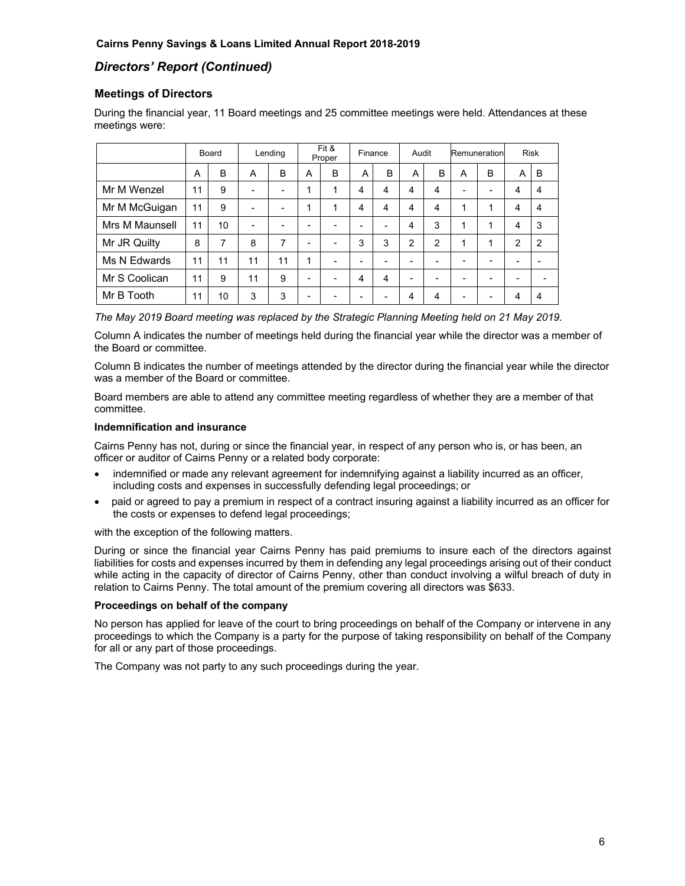## Directors' Report (Continued)

### Meetings of Directors

During the financial year, 11 Board meetings and 25 committee meetings were held. Attendances at these meetings were:

| | Board | | Lending | | Fit & Proper | | Finance | | Audit | | Remuneration | | Risk | |
|---|---|---|---|---|---|---|---|---|---|---|---|---|---|---|
| | A | B | A | B | A | B | A | B | A | B | A | B | A | B |
| Mr M Wenzel | 11 | 9 | - | - | 1 | 1 | 4 | 4 | 4 | 4 | - | - | 4 | 4 |
| Mr M McGuigan | 11 | 9 | - | - | 1 | 1 | 4 | 4 | 4 | 4 | 1 | 1 | 4 | 4 |
| Mrs M Maunsell | 11 | 10 | - | - | - | - | - | - | 4 | 3 | 1 | 1 | 4 | 3 |
| Mr JR Quilty | 8 | 7 | 8 | 7 | - | - | 3 | 3 | 2 | 2 | 1 | 1 | 2 | 2 |
| Ms N Edwards | 11 | 11 | 11 | 11 | 1 | - | - | - | - | - | - | - | - | - |
| Mr S Coolican | 11 | 9 | 11 | 9 | - | - | 4 | 4 | - | - | - | - | - | - |
| Mr B Tooth | 11 | 10 | 3 | 3 | - | - | - | - | 4 | 4 | - | - | 4 | 4 |

*The May 2019 Board meeting was replaced by the Strategic Planning Meeting held on 21 May 2019.*

Column A indicates the number of meetings held during the financial year while the director was a member of the Board or committee.

Column B indicates the number of meetings attended by the director during the financial year while the director was a member of the Board or committee.

Board members are able to attend any committee meeting regardless of whether they are a member of that committee.

#### Indemnification and insurance

Cairns Penny has not, during or since the financial year, in respect of any person who is, or has been, an officer or auditor of Cairns Penny or a related body corporate:

- indemnified or made any relevant agreement for indemnifying against a liability incurred as an officer, including costs and expenses in successfully defending legal proceedings; or
- paid or agreed to pay a premium in respect of a contract insuring against a liability incurred as an officer for the costs or expenses to defend legal proceedings;

with the exception of the following matters.

During or since the financial year Cairns Penny has paid premiums to insure each of the directors against liabilities for costs and expenses incurred by them in defending any legal proceedings arising out of their conduct while acting in the capacity of director of Cairns Penny, other than conduct involving a wilful breach of duty in relation to Cairns Penny. The total amount of the premium covering all directors was $633.

#### Proceedings on behalf of the company

No person has applied for leave of the court to bring proceedings on behalf of the Company or intervene in any proceedings to which the Company is a party for the purpose of taking responsibility on behalf of the Company for all or any part of those proceedings.

The Company was not party to any such proceedings during the year.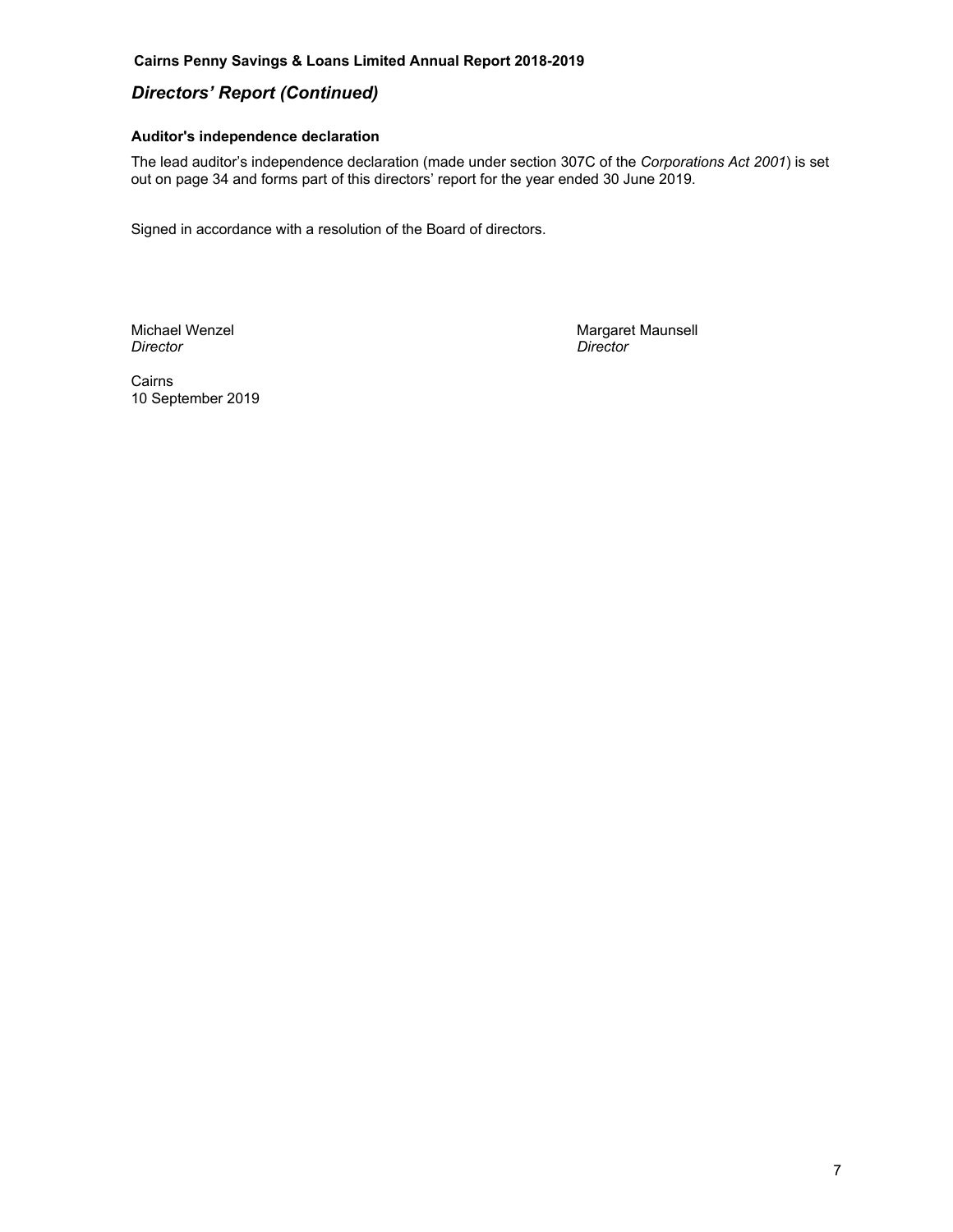## *Directors' Report (Continued)*

### Auditor's independence declaration

The lead auditor's independence declaration (made under section 307C of the *Corporations Act 2001*) is set out on page 34 and forms part of this directors' report for the year ended 30 June 2019.

Signed in accordance with a resolution of the Board of directors.

Michael Wenzel
*Director*

Margaret Maunsell
*Director*

Cairns
10 September 2019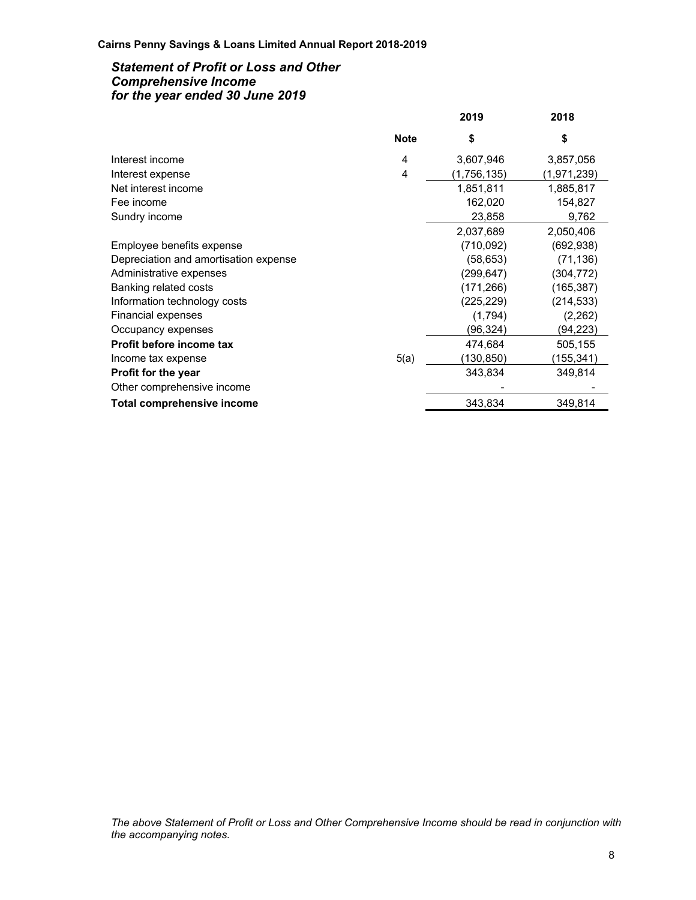## *Statement of Profit or Loss and Other Comprehensive Income for the year ended 30 June 2019*

| | Note | 2019 | 2018 |
|---|---|---|---|
| | | $ | $ |
| Interest income | 4 | 3,607,946 | 3,857,056 |
| Interest expense | 4 | (1,756,135) | (1,971,239) |
| Net interest income | | 1,851,811 | 1,885,817 |
| Fee income | | 162,020 | 154,827 |
| Sundry income | | 23,858 | 9,762 |
| | | 2,037,689 | 2,050,406 |
| Employee benefits expense | | (710,092) | (692,938) |
| Depreciation and amortisation expense | | (58,653) | (71,136) |
| Administrative expenses | | (299,647) | (304,772) |
| Banking related costs | | (171,266) | (165,387) |
| Information technology costs | | (225,229) | (214,533) |
| Financial expenses | | (1,794) | (2,262) |
| Occupancy expenses | | (96,324) | (94,223) |
| **Profit before income tax** | | 474,684 | 505,155 |
| Income tax expense | 5(a) | (130,850) | (155,341) |
| **Profit for the year** | | 343,834 | 349,814 |
| Other comprehensive income | | - | - |
| **Total comprehensive income** | | 343,834 | 349,814 |

*The above Statement of Profit or Loss and Other Comprehensive Income should be read in conjunction with the accompanying notes.*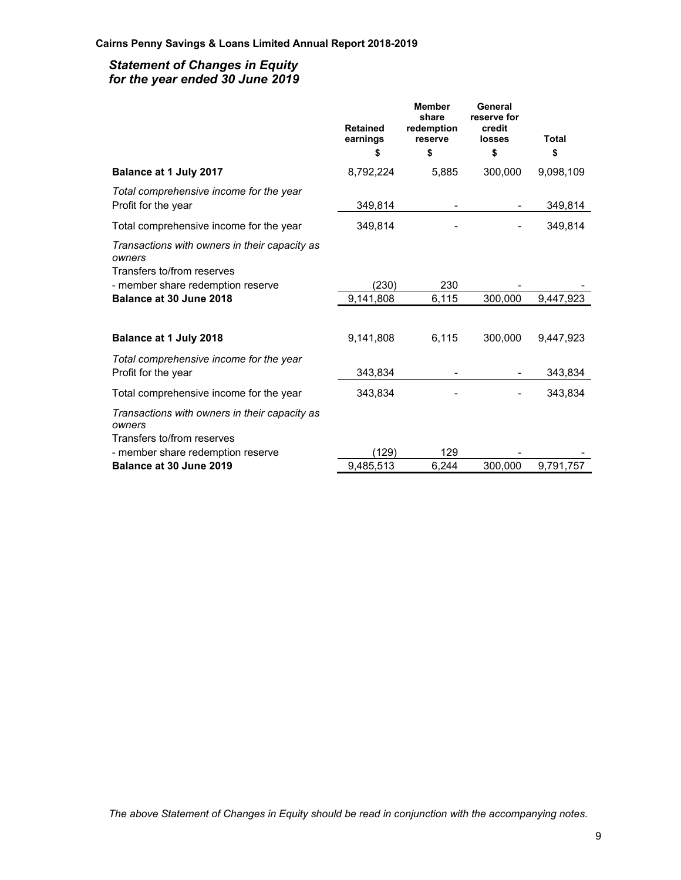## *Statement of Changes in Equity for the year ended 30 June 2019*

| | Retained earnings | Member share redemption reserve | General reserve for credit losses | Total |
|---|---|---|---|---|
| | $ | $ | $ | $ |
| **Balance at 1 July 2017** | 8,792,224 | 5,885 | 300,000 | 9,098,109 |
| *Total comprehensive income for the year* | | | | |
| Profit for the year | 349,814 | - | - | 349,814 |
| Total comprehensive income for the year | 349,814 | - | - | 349,814 |
| *Transactions with owners in their capacity as owners* | | | | |
| Transfers to/from reserves | | | | |
| - member share redemption reserve | (230) | 230 | - | - |
| **Balance at 30 June 2018** | 9,141,808 | 6,115 | 300,000 | 9,447,923 |
| | | | | |
| **Balance at 1 July 2018** | 9,141,808 | 6,115 | 300,000 | 9,447,923 |
| *Total comprehensive income for the year* | | | | |
| Profit for the year | 343,834 | - | - | 343,834 |
| Total comprehensive income for the year | 343,834 | - | - | 343,834 |
| *Transactions with owners in their capacity as owners* | | | | |
| Transfers to/from reserves | | | | |
| - member share redemption reserve | (129) | 129 | - | - |
| **Balance at 30 June 2019** | 9,485,513 | 6,244 | 300,000 | 9,791,757 |

*The above Statement of Changes in Equity should be read in conjunction with the accompanying notes.*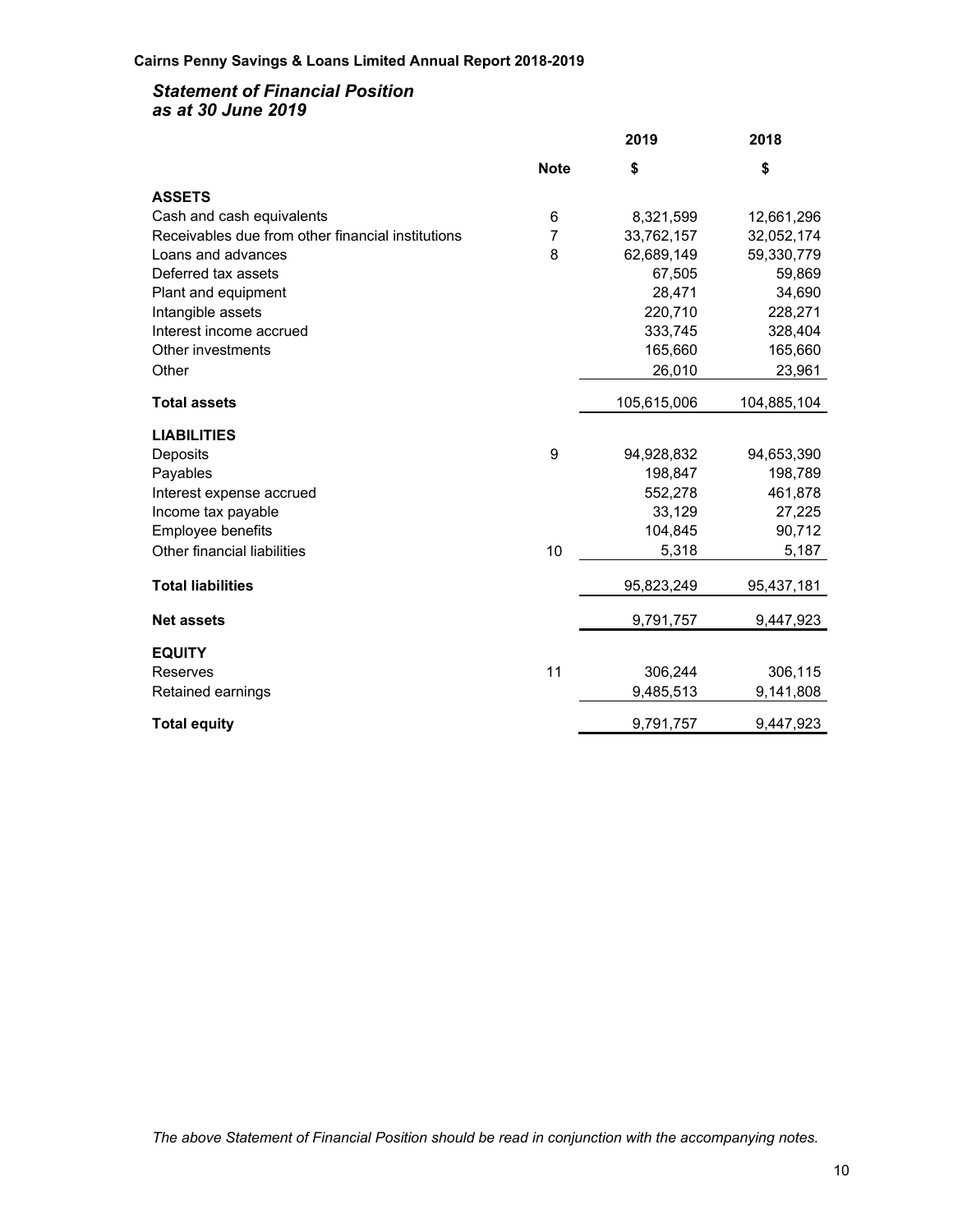## *Statement of Financial Position*
## *as at 30 June 2019*

| | Note | 2019 | 2018 |
|---|---|---|---|
| | | $ | $ |
| **ASSETS** | | | |
| Cash and cash equivalents | 6 | 8,321,599 | 12,661,296 |
| Receivables due from other financial institutions | 7 | 33,762,157 | 32,052,174 |
| Loans and advances | 8 | 62,689,149 | 59,330,779 |
| Deferred tax assets | | 67,505 | 59,869 |
| Plant and equipment | | 28,471 | 34,690 |
| Intangible assets | | 220,710 | 228,271 |
| Interest income accrued | | 333,745 | 328,404 |
| Other investments | | 165,660 | 165,660 |
| Other | | 26,010 | 23,961 |
| **Total assets** | | 105,615,006 | 104,885,104 |
| **LIABILITIES** | | | |
| Deposits | 9 | 94,928,832 | 94,653,390 |
| Payables | | 198,847 | 198,789 |
| Interest expense accrued | | 552,278 | 461,878 |
| Income tax payable | | 33,129 | 27,225 |
| Employee benefits | | 104,845 | 90,712 |
| Other financial liabilities | 10 | 5,318 | 5,187 |
| **Total liabilities** | | 95,823,249 | 95,437,181 |
| **Net assets** | | 9,791,757 | 9,447,923 |
| **EQUITY** | | | |
| Reserves | 11 | 306,244 | 306,115 |
| Retained earnings | | 9,485,513 | 9,141,808 |
| **Total equity** | | 9,791,757 | 9,447,923 |

*The above Statement of Financial Position should be read in conjunction with the accompanying notes.*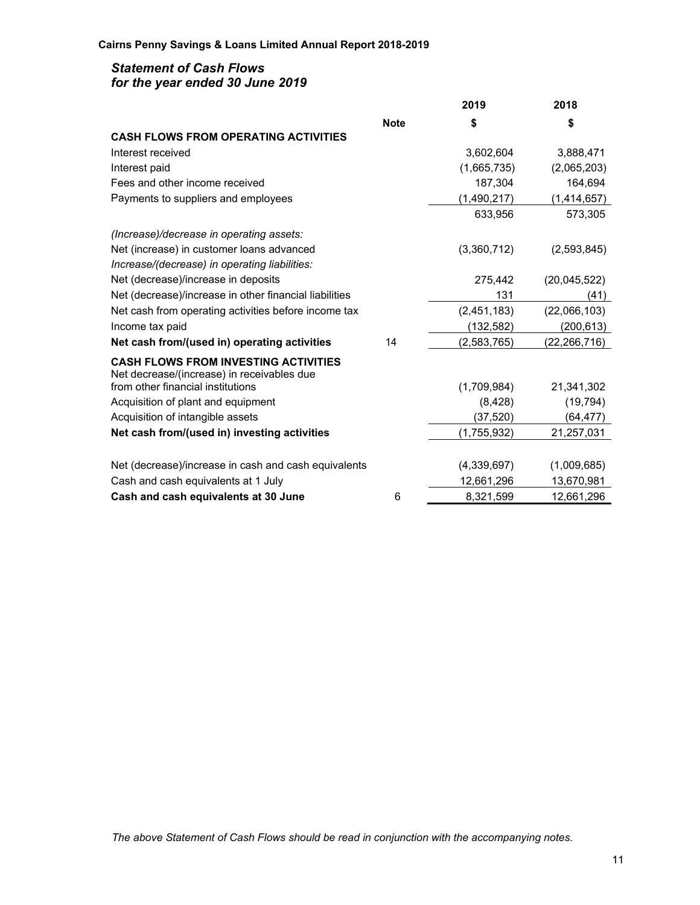## *Statement of Cash Flows*
## *for the year ended 30 June 2019*

| | Note | 2019 | 2018 |
|---|---|---|---|
| | | $ | $ |
| **CASH FLOWS FROM OPERATING ACTIVITIES** | | | |
| Interest received | | 3,602,604 | 3,888,471 |
| Interest paid | | (1,665,735) | (2,065,203) |
| Fees and other income received | | 187,304 | 164,694 |
| Payments to suppliers and employees | | (1,490,217) | (1,414,657) |
| | | 633,956 | 573,305 |
| *(Increase)/decrease in operating assets:* | | | |
| Net (increase) in customer loans advanced | | (3,360,712) | (2,593,845) |
| *Increase/(decrease) in operating liabilities:* | | | |
| Net (decrease)/increase in deposits | | 275,442 | (20,045,522) |
| Net (decrease)/increase in other financial liabilities | | 131 | (41) |
| Net cash from operating activities before income tax | | (2,451,183) | (22,066,103) |
| Income tax paid | | (132,582) | (200,613) |
| **Net cash from/(used in) operating activities** | 14 | (2,583,765) | (22,266,716) |
| **CASH FLOWS FROM INVESTING ACTIVITIES** | | | |
| Net decrease/(increase) in receivables due from other financial institutions | | (1,709,984) | 21,341,302 |
| Acquisition of plant and equipment | | (8,428) | (19,794) |
| Acquisition of intangible assets | | (37,520) | (64,477) |
| **Net cash from/(used in) investing activities** | | (1,755,932) | 21,257,031 |
| | | | |
| Net (decrease)/increase in cash and cash equivalents | | (4,339,697) | (1,009,685) |
| Cash and cash equivalents at 1 July | | 12,661,296 | 13,670,981 |
| **Cash and cash equivalents at 30 June** | 6 | 8,321,599 | 12,661,296 |

*The above Statement of Cash Flows should be read in conjunction with the accompanying notes.*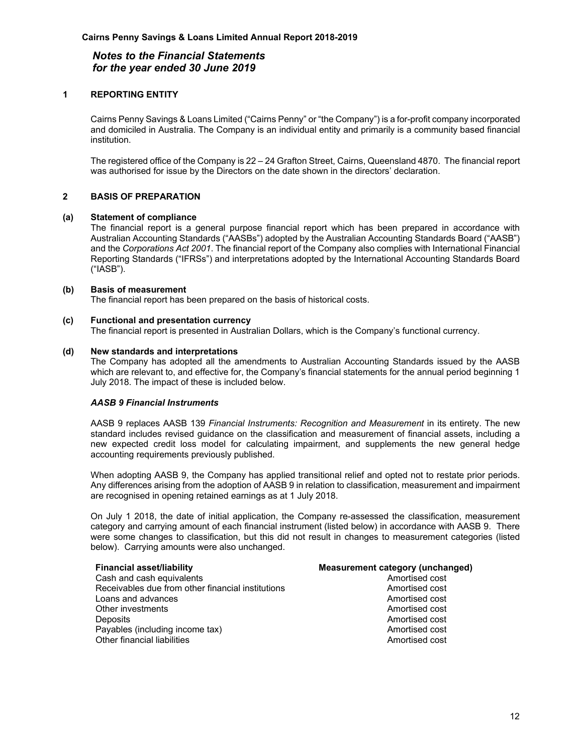# Notes to the Financial Statements
# for the year ended 30 June 2019

## 1 REPORTING ENTITY

Cairns Penny Savings & Loans Limited ("Cairns Penny" or "the Company") is a for-profit company incorporated and domiciled in Australia. The Company is an individual entity and primarily is a community based financial institution.

The registered office of the Company is 22 – 24 Grafton Street, Cairns, Queensland 4870. The financial report was authorised for issue by the Directors on the date shown in the directors' declaration.

## 2 BASIS OF PREPARATION

### (a) Statement of compliance

The financial report is a general purpose financial report which has been prepared in accordance with Australian Accounting Standards ("AASBs") adopted by the Australian Accounting Standards Board ("AASB") and the *Corporations Act 2001*. The financial report of the Company also complies with International Financial Reporting Standards ("IFRSs") and interpretations adopted by the International Accounting Standards Board ("IASB").

### (b) Basis of measurement

The financial report has been prepared on the basis of historical costs.

### (c) Functional and presentation currency

The financial report is presented in Australian Dollars, which is the Company's functional currency.

### (d) New standards and interpretations

The Company has adopted all the amendments to Australian Accounting Standards issued by the AASB which are relevant to, and effective for, the Company's financial statements for the annual period beginning 1 July 2018. The impact of these is included below.

***AASB 9 Financial Instruments***

AASB 9 replaces AASB 139 *Financial Instruments: Recognition and Measurement* in its entirety. The new standard includes revised guidance on the classification and measurement of financial assets, including a new expected credit loss model for calculating impairment, and supplements the new general hedge accounting requirements previously published.

When adopting AASB 9, the Company has applied transitional relief and opted not to restate prior periods. Any differences arising from the adoption of AASB 9 in relation to classification, measurement and impairment are recognised in opening retained earnings as at 1 July 2018.

On July 1 2018, the date of initial application, the Company re-assessed the classification, measurement category and carrying amount of each financial instrument (listed below) in accordance with AASB 9. There were some changes to classification, but this did not result in changes to measurement categories (listed below). Carrying amounts were also unchanged.

| Financial asset/liability | Measurement category (unchanged) |
|---|---|
| Cash and cash equivalents | Amortised cost |
| Receivables due from other financial institutions | Amortised cost |
| Loans and advances | Amortised cost |
| Other investments | Amortised cost |
| Deposits | Amortised cost |
| Payables (including income tax) | Amortised cost |
| Other financial liabilities | Amortised cost |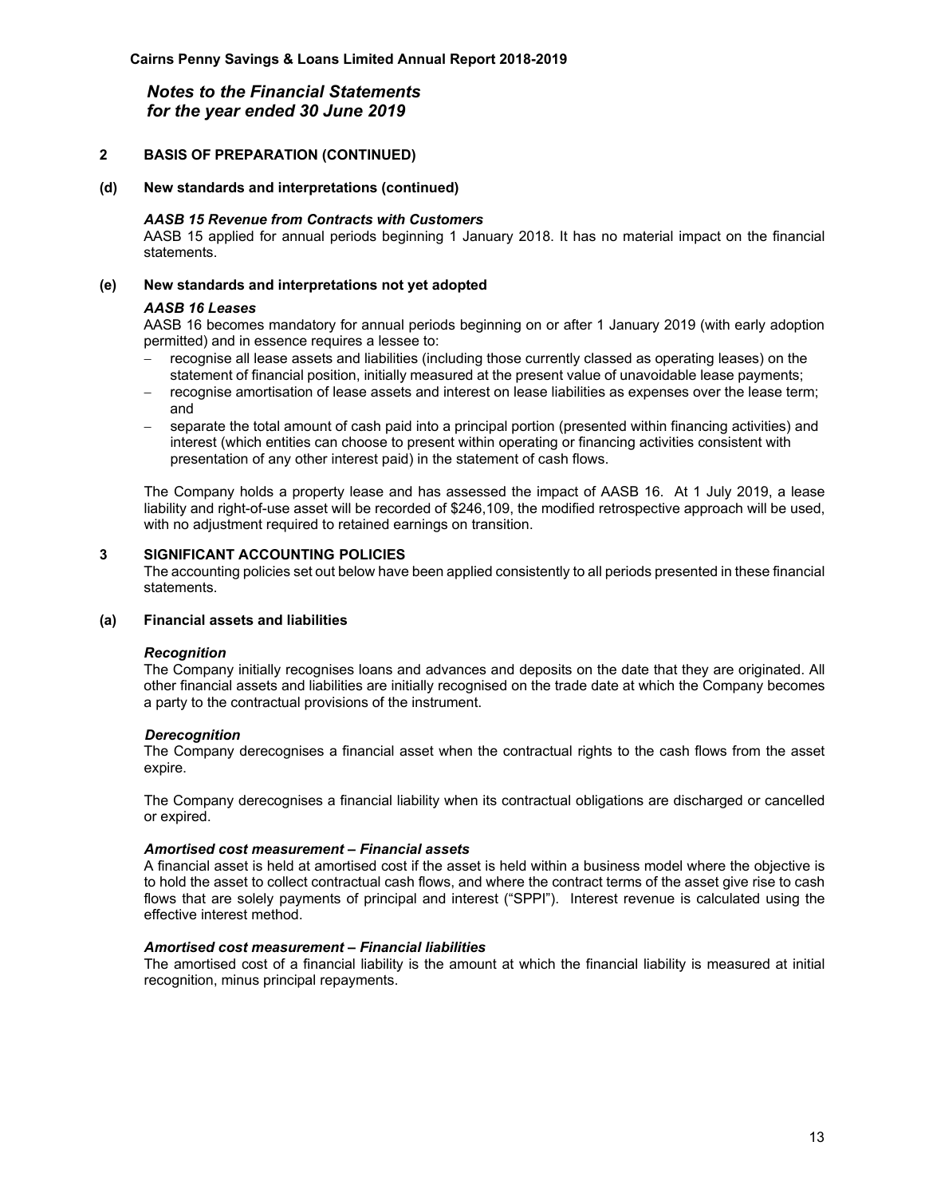## Notes to the Financial Statements for the year ended 30 June 2019

### 2 BASIS OF PREPARATION (CONTINUED)

#### (d) New standards and interpretations (continued)

***AASB 15 Revenue from Contracts with Customers***

AASB 15 applied for annual periods beginning 1 January 2018. It has no material impact on the financial statements.

#### (e) New standards and interpretations not yet adopted

***AASB 16 Leases***

AASB 16 becomes mandatory for annual periods beginning on or after 1 January 2019 (with early adoption permitted) and in essence requires a lessee to:

- recognise all lease assets and liabilities (including those currently classed as operating leases) on the statement of financial position, initially measured at the present value of unavoidable lease payments;
- recognise amortisation of lease assets and interest on lease liabilities as expenses over the lease term; and
- separate the total amount of cash paid into a principal portion (presented within financing activities) and interest (which entities can choose to present within operating or financing activities consistent with presentation of any other interest paid) in the statement of cash flows.

The Company holds a property lease and has assessed the impact of AASB 16. At 1 July 2019, a lease liability and right-of-use asset will be recorded of $246,109, the modified retrospective approach will be used, with no adjustment required to retained earnings on transition.

### 3 SIGNIFICANT ACCOUNTING POLICIES

The accounting policies set out below have been applied consistently to all periods presented in these financial statements.

#### (a) Financial assets and liabilities

***Recognition***

The Company initially recognises loans and advances and deposits on the date that they are originated. All other financial assets and liabilities are initially recognised on the trade date at which the Company becomes a party to the contractual provisions of the instrument.

***Derecognition***

The Company derecognises a financial asset when the contractual rights to the cash flows from the asset expire.

The Company derecognises a financial liability when its contractual obligations are discharged or cancelled or expired.

***Amortised cost measurement – Financial assets***

A financial asset is held at amortised cost if the asset is held within a business model where the objective is to hold the asset to collect contractual cash flows, and where the contract terms of the asset give rise to cash flows that are solely payments of principal and interest ("SPPI"). Interest revenue is calculated using the effective interest method.

***Amortised cost measurement – Financial liabilities***

The amortised cost of a financial liability is the amount at which the financial liability is measured at initial recognition, minus principal repayments.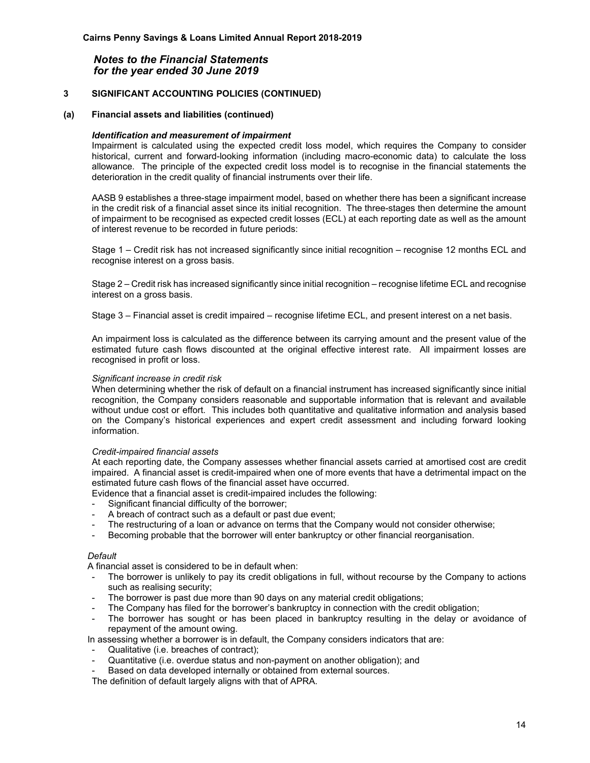## 3 SIGNIFICANT ACCOUNTING POLICIES (CONTINUED)

### (a) Financial assets and liabilities (continued)

***Identification and measurement of impairment***

Impairment is calculated using the expected credit loss model, which requires the Company to consider historical, current and forward-looking information (including macro-economic data) to calculate the loss allowance. The principle of the expected credit loss model is to recognise in the financial statements the deterioration in the credit quality of financial instruments over their life.

AASB 9 establishes a three-stage impairment model, based on whether there has been a significant increase in the credit risk of a financial asset since its initial recognition. The three-stages then determine the amount of impairment to be recognised as expected credit losses (ECL) at each reporting date as well as the amount of interest revenue to be recorded in future periods:

Stage 1 – Credit risk has not increased significantly since initial recognition – recognise 12 months ECL and recognise interest on a gross basis.

Stage 2 – Credit risk has increased significantly since initial recognition – recognise lifetime ECL and recognise interest on a gross basis.

Stage 3 – Financial asset is credit impaired – recognise lifetime ECL, and present interest on a net basis.

An impairment loss is calculated as the difference between its carrying amount and the present value of the estimated future cash flows discounted at the original effective interest rate. All impairment losses are recognised in profit or loss.

*Significant increase in credit risk*

When determining whether the risk of default on a financial instrument has increased significantly since initial recognition, the Company considers reasonable and supportable information that is relevant and available without undue cost or effort. This includes both quantitative and qualitative information and analysis based on the Company's historical experiences and expert credit assessment and including forward looking information.

*Credit-impaired financial assets*

At each reporting date, the Company assesses whether financial assets carried at amortised cost are credit impaired. A financial asset is credit-impaired when one of more events that have a detrimental impact on the estimated future cash flows of the financial asset have occurred.

Evidence that a financial asset is credit-impaired includes the following:

- Significant financial difficulty of the borrower;
- A breach of contract such as a default or past due event;
- The restructuring of a loan or advance on terms that the Company would not consider otherwise;
- Becoming probable that the borrower will enter bankruptcy or other financial reorganisation.

*Default*

A financial asset is considered to be in default when:

- The borrower is unlikely to pay its credit obligations in full, without recourse by the Company to actions such as realising security;
- The borrower is past due more than 90 days on any material credit obligations;
- The Company has filed for the borrower's bankruptcy in connection with the credit obligation;
- The borrower has sought or has been placed in bankruptcy resulting in the delay or avoidance of repayment of the amount owing.

In assessing whether a borrower is in default, the Company considers indicators that are:

- Qualitative (i.e. breaches of contract);
- Quantitative (i.e. overdue status and non-payment on another obligation); and
- Based on data developed internally or obtained from external sources.

The definition of default largely aligns with that of APRA.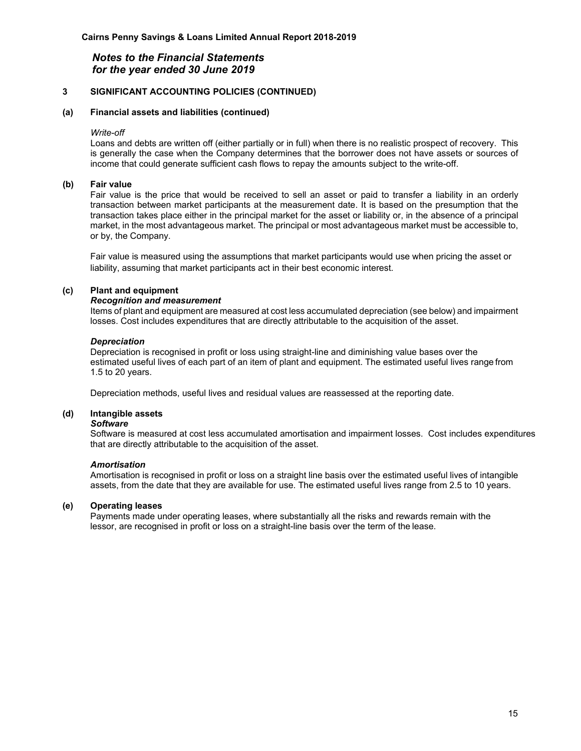## Notes to the Financial Statements for the year ended 30 June 2019

### 3 SIGNIFICANT ACCOUNTING POLICIES (CONTINUED)

#### (a) Financial assets and liabilities (continued)

*Write-off*

Loans and debts are written off (either partially or in full) when there is no realistic prospect of recovery. This is generally the case when the Company determines that the borrower does not have assets or sources of income that could generate sufficient cash flows to repay the amounts subject to the write-off.

#### (b) Fair value

Fair value is the price that would be received to sell an asset or paid to transfer a liability in an orderly transaction between market participants at the measurement date. It is based on the presumption that the transaction takes place either in the principal market for the asset or liability or, in the absence of a principal market, in the most advantageous market. The principal or most advantageous market must be accessible to, or by, the Company.

Fair value is measured using the assumptions that market participants would use when pricing the asset or liability, assuming that market participants act in their best economic interest.

#### (c) Plant and equipment

***Recognition and measurement***

Items of plant and equipment are measured at cost less accumulated depreciation (see below) and impairment losses. Cost includes expenditures that are directly attributable to the acquisition of the asset.

***Depreciation***

Depreciation is recognised in profit or loss using straight-line and diminishing value bases over the estimated useful lives of each part of an item of plant and equipment. The estimated useful lives range from 1.5 to 20 years.

Depreciation methods, useful lives and residual values are reassessed at the reporting date.

#### (d) Intangible assets

***Software***

Software is measured at cost less accumulated amortisation and impairment losses. Cost includes expenditures that are directly attributable to the acquisition of the asset.

***Amortisation***

Amortisation is recognised in profit or loss on a straight line basis over the estimated useful lives of intangible assets, from the date that they are available for use. The estimated useful lives range from 2.5 to 10 years.

#### (e) Operating leases

Payments made under operating leases, where substantially all the risks and rewards remain with the lessor, are recognised in profit or loss on a straight-line basis over the term of the lease.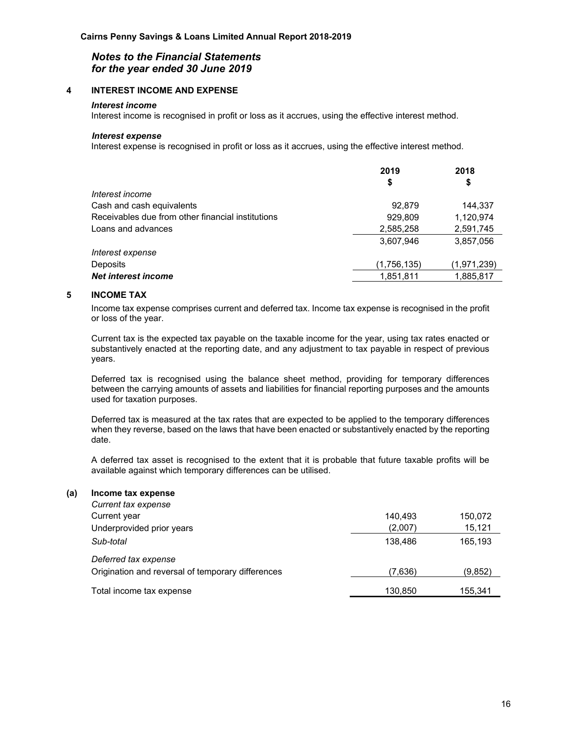# Notes to the Financial Statements
# for the year ended 30 June 2019

## 4 INTEREST INCOME AND EXPENSE

***Interest income***

Interest income is recognised in profit or loss as it accrues, using the effective interest method.

***Interest expense***

Interest expense is recognised in profit or loss as it accrues, using the effective interest method.

| | 2019<br>$ | 2018<br>$ |
|---|---|---|
| *Interest income* | | |
| Cash and cash equivalents | 92,879 | 144,337 |
| Receivables due from other financial institutions | 929,809 | 1,120,974 |
| Loans and advances | 2,585,258 | 2,591,745 |
| | 3,607,946 | 3,857,056 |
| *Interest expense* | | |
| Deposits | (1,756,135) | (1,971,239) |
| ***Net interest income*** | 1,851,811 | 1,885,817 |

## 5 INCOME TAX

Income tax expense comprises current and deferred tax. Income tax expense is recognised in the profit or loss of the year.

Current tax is the expected tax payable on the taxable income for the year, using tax rates enacted or substantively enacted at the reporting date, and any adjustment to tax payable in respect of previous years.

Deferred tax is recognised using the balance sheet method, providing for temporary differences between the carrying amounts of assets and liabilities for financial reporting purposes and the amounts used for taxation purposes.

Deferred tax is measured at the tax rates that are expected to be applied to the temporary differences when they reverse, based on the laws that have been enacted or substantively enacted by the reporting date.

A deferred tax asset is recognised to the extent that it is probable that future taxable profits will be available against which temporary differences can be utilised.

### (a) Income tax expense

| | 2019 | 2018 |
|---|---|---|
| *Current tax expense* | | |
| Current year | 140,493 | 150,072 |
| Underprovided prior years | (2,007) | 15,121 |
| *Sub-total* | 138,486 | 165,193 |
| *Deferred tax expense* | | |
| Origination and reversal of temporary differences | (7,636) | (9,852) |
| Total income tax expense | 130,850 | 155,341 |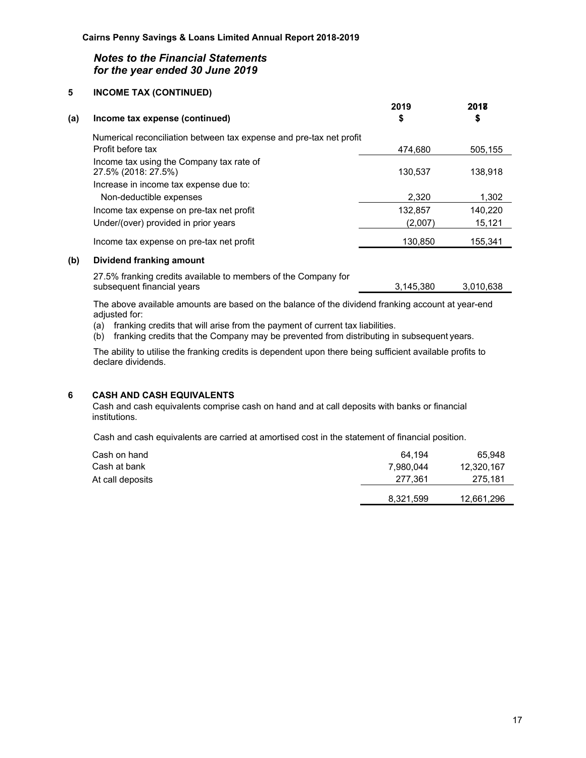## *Notes to the Financial Statements for the year ended 30 June 2019*

### 5 INCOME TAX (CONTINUED)

| **(a) Income tax expense (continued)** | **2019 $** | **2018 $** |
|---|---|---|
| Numerical reconciliation between tax expense and pre-tax net profit | | |
| Profit before tax | 474,680 | 505,155 |
| Income tax using the Company tax rate of 27.5% (2018: 27.5%) | 130,537 | 138,918 |
| Increase in income tax expense due to: | | |
| Non-deductible expenses | 2,320 | 1,302 |
| Income tax expense on pre-tax net profit | 132,857 | 140,220 |
| Under/(over) provided in prior years | (2,007) | 15,121 |
| Income tax expense on pre-tax net profit | 130,850 | 155,341 |

**(b) Dividend franking amount**

| | 2019 | 2018 |
|---|---|---|
| 27.5% franking credits available to members of the Company for subsequent financial years | 3,145,380 | 3,010,638 |

The above available amounts are based on the balance of the dividend franking account at year-end adjusted for:

(a) franking credits that will arise from the payment of current tax liabilities.
(b) franking credits that the Company may be prevented from distributing in subsequent years.

The ability to utilise the franking credits is dependent upon there being sufficient available profits to declare dividends.

### 6 CASH AND CASH EQUIVALENTS

Cash and cash equivalents comprise cash on hand and at call deposits with banks or financial institutions.

Cash and cash equivalents are carried at amortised cost in the statement of financial position.

| | 2019 | 2018 |
|---|---|---|
| Cash on hand | 64,194 | 65,948 |
| Cash at bank | 7,980,044 | 12,320,167 |
| At call deposits | 277,361 | 275,181 |
| | 8,321,599 | 12,661,296 |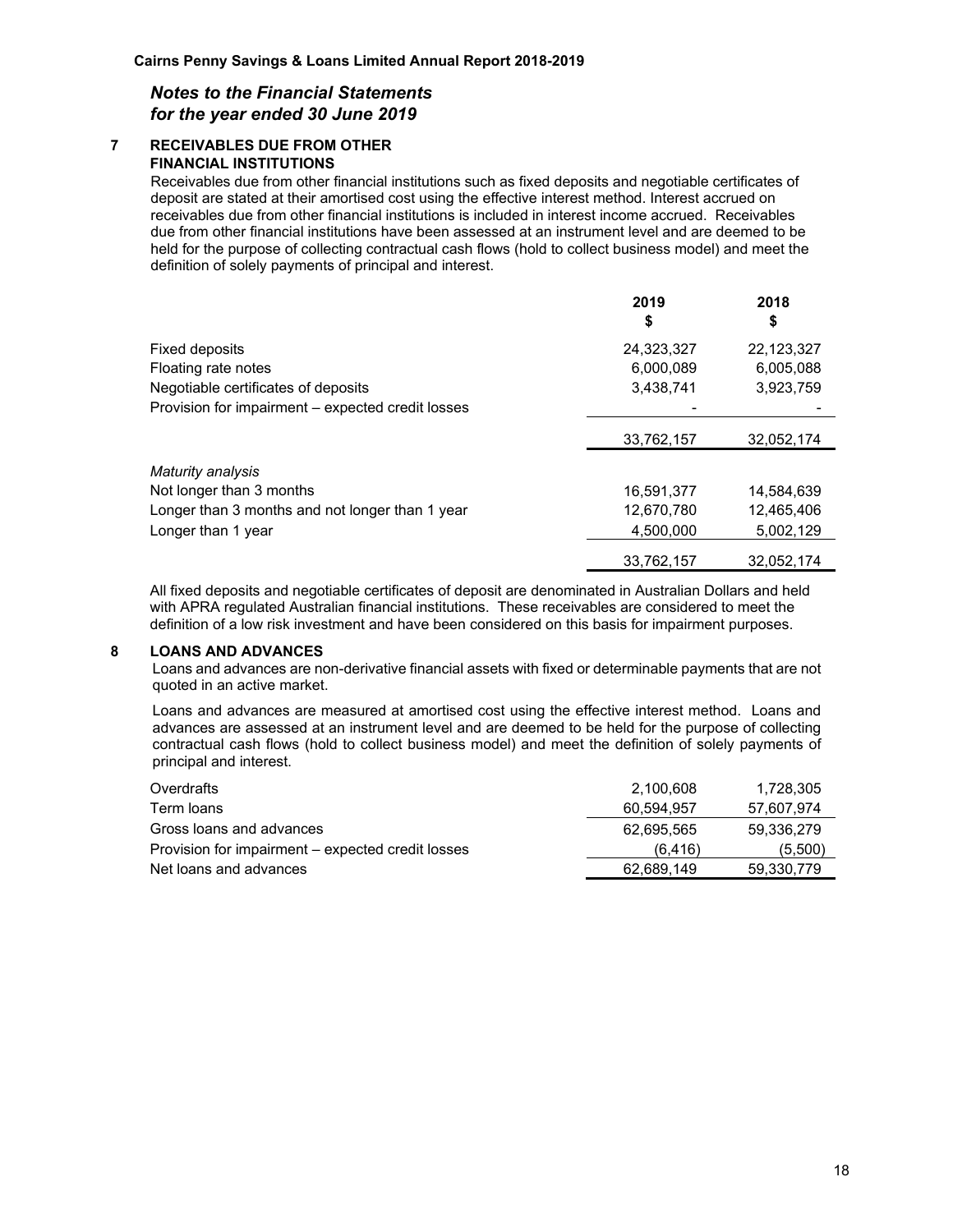## Notes to the Financial Statements
## for the year ended 30 June 2019

### 7 RECEIVABLES DUE FROM OTHER FINANCIAL INSTITUTIONS

Receivables due from other financial institutions such as fixed deposits and negotiable certificates of deposit are stated at their amortised cost using the effective interest method. Interest accrued on receivables due from other financial institutions is included in interest income accrued. Receivables due from other financial institutions have been assessed at an instrument level and are deemed to be held for the purpose of collecting contractual cash flows (hold to collect business model) and meet the definition of solely payments of principal and interest.

| | 2019<br>$ | 2018<br>$ |
|---|---|---|
| Fixed deposits | 24,323,327 | 22,123,327 |
| Floating rate notes | 6,000,089 | 6,005,088 |
| Negotiable certificates of deposits | 3,438,741 | 3,923,759 |
| Provision for impairment – expected credit losses | - | - |
| | 33,762,157 | 32,052,174 |
| *Maturity analysis* | | |
| Not longer than 3 months | 16,591,377 | 14,584,639 |
| Longer than 3 months and not longer than 1 year | 12,670,780 | 12,465,406 |
| Longer than 1 year | 4,500,000 | 5,002,129 |
| | 33,762,157 | 32,052,174 |

All fixed deposits and negotiable certificates of deposit are denominated in Australian Dollars and held with APRA regulated Australian financial institutions. These receivables are considered to meet the definition of a low risk investment and have been considered on this basis for impairment purposes.

### 8 LOANS AND ADVANCES

Loans and advances are non-derivative financial assets with fixed or determinable payments that are not quoted in an active market.

Loans and advances are measured at amortised cost using the effective interest method. Loans and advances are assessed at an instrument level and are deemed to be held for the purpose of collecting contractual cash flows (hold to collect business model) and meet the definition of solely payments of principal and interest.

| | 2019 | 2018 |
|---|---|---|
| Overdrafts | 2,100,608 | 1,728,305 |
| Term loans | 60,594,957 | 57,607,974 |
| Gross loans and advances | 62,695,565 | 59,336,279 |
| Provision for impairment – expected credit losses | (6,416) | (5,500) |
| Net loans and advances | 62,689,149 | 59,330,779 |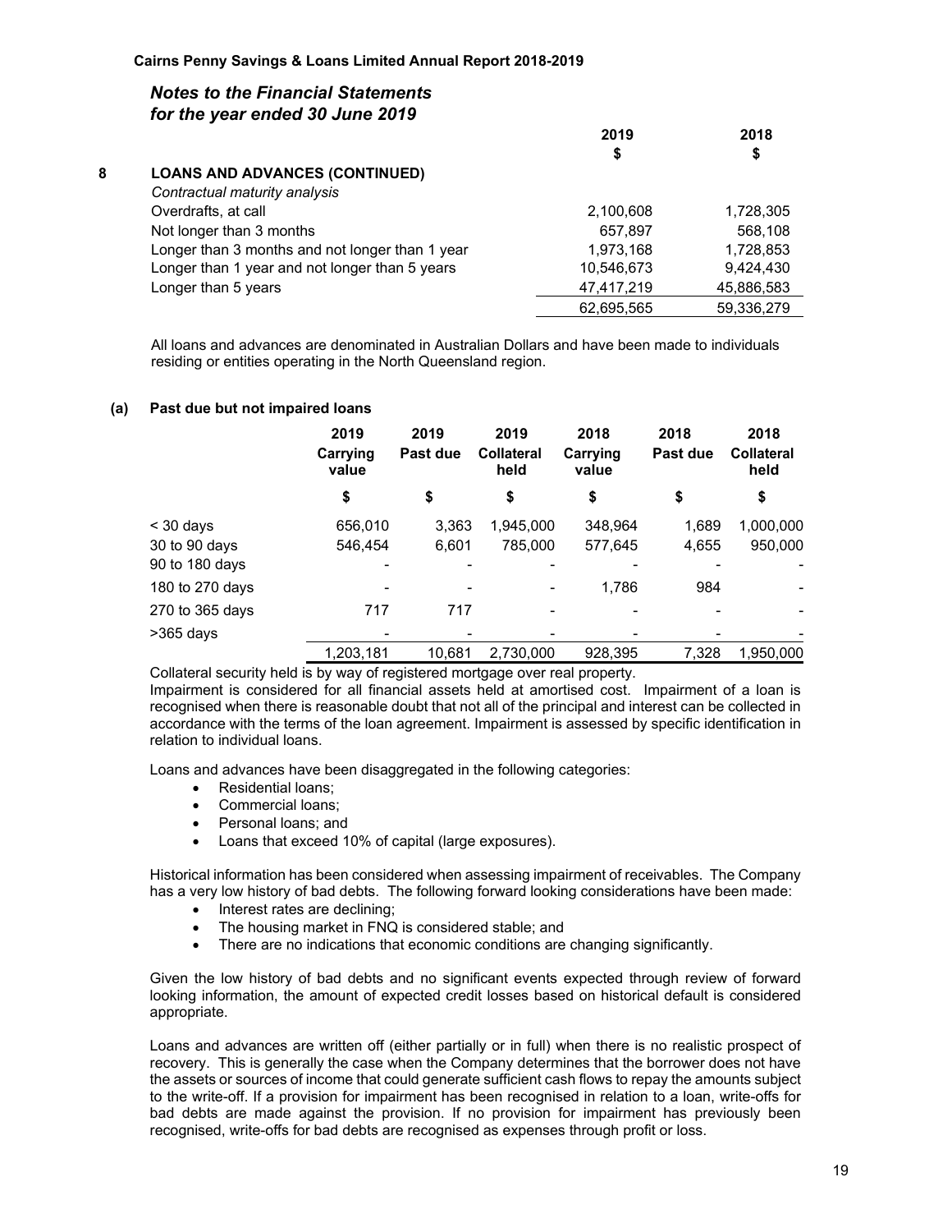## Notes to the Financial Statements
## for the year ended 30 June 2019

### 8 LOANS AND ADVANCES (CONTINUED)

| | 2019 $ | 2018 $ |
|---|---|---|
| *Contractual maturity analysis* | | |
| Overdrafts, at call | 2,100,608 | 1,728,305 |
| Not longer than 3 months | 657,897 | 568,108 |
| Longer than 3 months and not longer than 1 year | 1,973,168 | 1,728,853 |
| Longer than 1 year and not longer than 5 years | 10,546,673 | 9,424,430 |
| Longer than 5 years | 47,417,219 | 45,886,583 |
| | 62,695,565 | 59,336,279 |

All loans and advances are denominated in Australian Dollars and have been made to individuals residing or entities operating in the North Queensland region.

#### (a) Past due but not impaired loans

| | 2019 Carrying value | 2019 Past due | 2019 Collateral held | 2018 Carrying value | 2018 Past due | 2018 Collateral held |
|---|---|---|---|---|---|---|
| | $ | $ | $ | $ | $ | $ |
| < 30 days | 656,010 | 3,363 | 1,945,000 | 348,964 | 1,689 | 1,000,000 |
| 30 to 90 days | 546,454 | 6,601 | 785,000 | 577,645 | 4,655 | 950,000 |
| 90 to 180 days | - | - | - | - | - | - |
| 180 to 270 days | - | - | - | 1,786 | 984 | - |
| 270 to 365 days | 717 | 717 | - | - | - | - |
| >365 days | - | - | - | - | - | - |
| | 1,203,181 | 10,681 | 2,730,000 | 928,395 | 7,328 | 1,950,000 |

Collateral security held is by way of registered mortgage over real property.

Impairment is considered for all financial assets held at amortised cost. Impairment of a loan is recognised when there is reasonable doubt that not all of the principal and interest can be collected in accordance with the terms of the loan agreement. Impairment is assessed by specific identification in relation to individual loans.

Loans and advances have been disaggregated in the following categories:

- Residential loans;
- Commercial loans;
- Personal loans; and
- Loans that exceed 10% of capital (large exposures).

Historical information has been considered when assessing impairment of receivables. The Company has a very low history of bad debts. The following forward looking considerations have been made:

- Interest rates are declining;
- The housing market in FNQ is considered stable; and
- There are no indications that economic conditions are changing significantly.

Given the low history of bad debts and no significant events expected through review of forward looking information, the amount of expected credit losses based on historical default is considered appropriate.

Loans and advances are written off (either partially or in full) when there is no realistic prospect of recovery. This is generally the case when the Company determines that the borrower does not have the assets or sources of income that could generate sufficient cash flows to repay the amounts subject to the write-off. If a provision for impairment has been recognised in relation to a loan, write-offs for bad debts are made against the provision. If no provision for impairment has previously been recognised, write-offs for bad debts are recognised as expenses through profit or loss.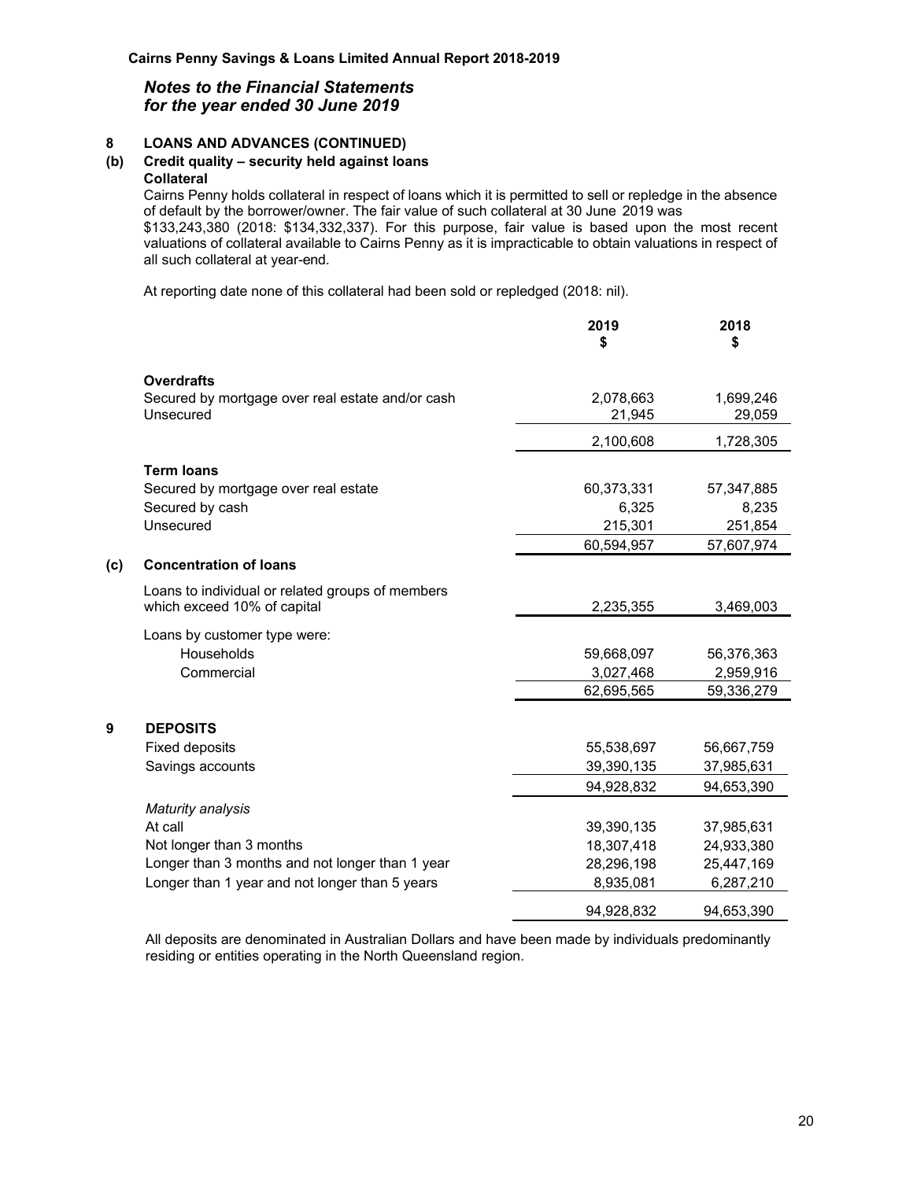## Notes to the Financial Statements
## for the year ended 30 June 2019

### 8 LOANS AND ADVANCES (CONTINUED)

### (b) Credit quality – security held against loans

**Collateral**

Cairns Penny holds collateral in respect of loans which it is permitted to sell or repledge in the absence of default by the borrower/owner. The fair value of such collateral at 30 June 2019 was $133,243,380 (2018: $134,332,337). For this purpose, fair value is based upon the most recent valuations of collateral available to Cairns Penny as it is impracticable to obtain valuations in respect of all such collateral at year-end.

At reporting date none of this collateral had been sold or repledged (2018: nil).

| | 2019<br>$ | 2018<br>$ |
|---|---|---|
| **Overdrafts** | | |
| Secured by mortgage over real estate and/or cash | 2,078,663 | 1,699,246 |
| Unsecured | 21,945 | 29,059 |
| | 2,100,608 | 1,728,305 |
| **Term loans** | | |
| Secured by mortgage over real estate | 60,373,331 | 57,347,885 |
| Secured by cash | 6,325 | 8,235 |
| Unsecured | 215,301 | 251,854 |
| | 60,594,957 | 57,607,974 |

### (c) Concentration of loans

| | 2019<br>$ | 2018<br>$ |
|---|---|---|
| Loans to individual or related groups of members which exceed 10% of capital | 2,235,355 | 3,469,003 |
| Loans by customer type were: | | |
| Households | 59,668,097 | 56,376,363 |
| Commercial | 3,027,468 | 2,959,916 |
| | 62,695,565 | 59,336,279 |

### 9 DEPOSITS

| | 2019<br>$ | 2018<br>$ |
|---|---|---|
| Fixed deposits | 55,538,697 | 56,667,759 |
| Savings accounts | 39,390,135 | 37,985,631 |
| | 94,928,832 | 94,653,390 |
| *Maturity analysis* | | |
| At call | 39,390,135 | 37,985,631 |
| Not longer than 3 months | 18,307,418 | 24,933,380 |
| Longer than 3 months and not longer than 1 year | 28,296,198 | 25,447,169 |
| Longer than 1 year and not longer than 5 years | 8,935,081 | 6,287,210 |
| | 94,928,832 | 94,653,390 |

All deposits are denominated in Australian Dollars and have been made by individuals predominantly residing or entities operating in the North Queensland region.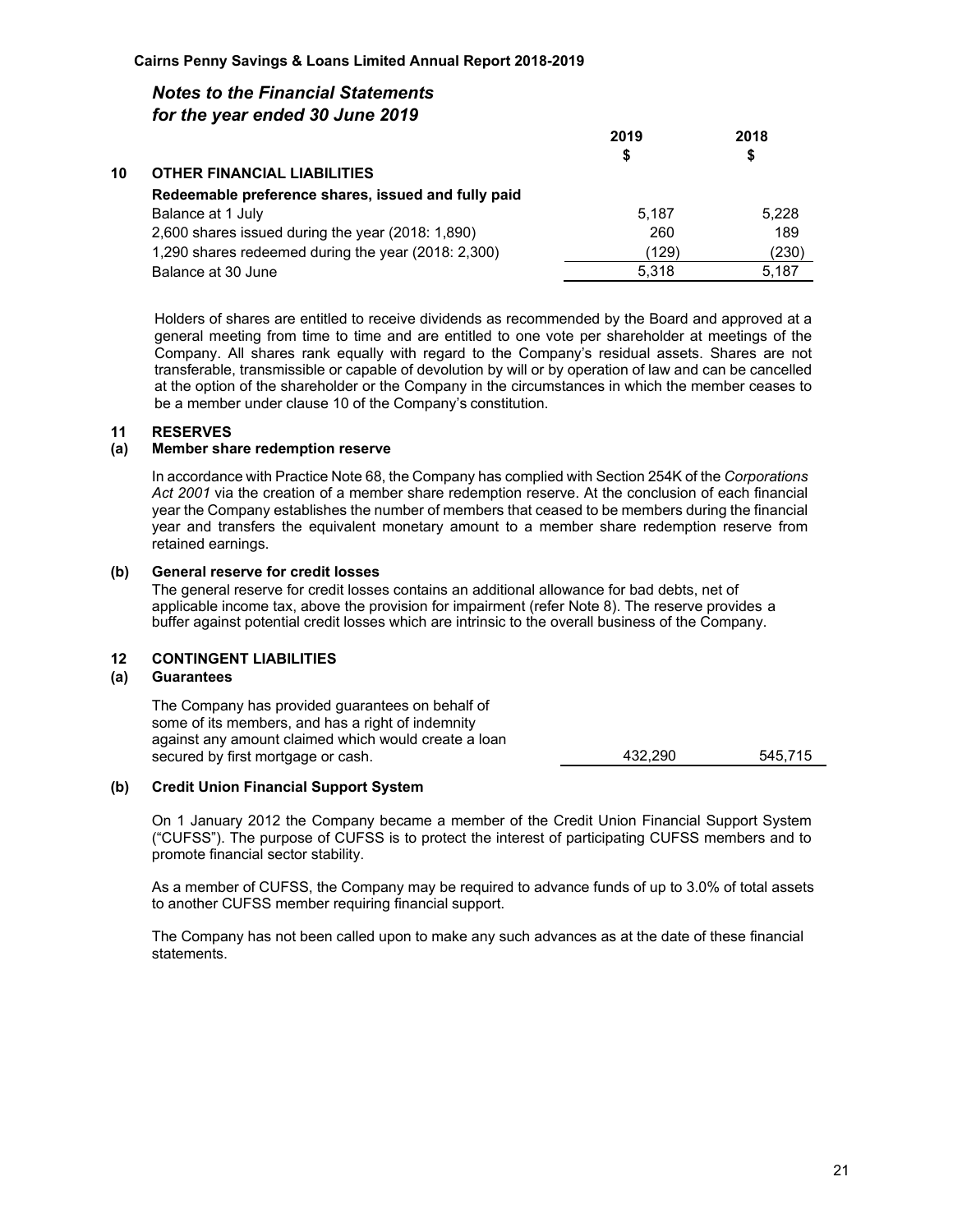## Notes to the Financial Statements
## for the year ended 30 June 2019

| | 2019<br>$ | 2018<br>$ |
|---|---|---|
| **10 OTHER FINANCIAL LIABILITIES** | | |
| **Redeemable preference shares, issued and fully paid** | | |
| Balance at 1 July | 5,187 | 5,228 |
| 2,600 shares issued during the year (2018: 1,890) | 260 | 189 |
| 1,290 shares redeemed during the year (2018: 2,300) | (129) | (230) |
| Balance at 30 June | 5,318 | 5,187 |

Holders of shares are entitled to receive dividends as recommended by the Board and approved at a general meeting from time to time and are entitled to one vote per shareholder at meetings of the Company. All shares rank equally with regard to the Company's residual assets. Shares are not transferable, transmissible or capable of devolution by will or by operation of law and can be cancelled at the option of the shareholder or the Company in the circumstances in which the member ceases to be a member under clause 10 of the Company's constitution.

### 11 RESERVES

#### (a) Member share redemption reserve

In accordance with Practice Note 68, the Company has complied with Section 254K of the *Corporations Act 2001* via the creation of a member share redemption reserve. At the conclusion of each financial year the Company establishes the number of members that ceased to be members during the financial year and transfers the equivalent monetary amount to a member share redemption reserve from retained earnings.

#### (b) General reserve for credit losses

The general reserve for credit losses contains an additional allowance for bad debts, net of applicable income tax, above the provision for impairment (refer Note 8). The reserve provides a buffer against potential credit losses which are intrinsic to the overall business of the Company.

### 12 CONTINGENT LIABILITIES

#### (a) Guarantees

| | 2019 | 2018 |
|---|---|---|
| The Company has provided guarantees on behalf of some of its members, and has a right of indemnity against any amount claimed which would create a loan secured by first mortgage or cash. | 432,290 | 545,715 |

#### (b) Credit Union Financial Support System

On 1 January 2012 the Company became a member of the Credit Union Financial Support System ("CUFSS"). The purpose of CUFSS is to protect the interest of participating CUFSS members and to promote financial sector stability.

As a member of CUFSS, the Company may be required to advance funds of up to 3.0% of total assets to another CUFSS member requiring financial support.

The Company has not been called upon to make any such advances as at the date of these financial statements.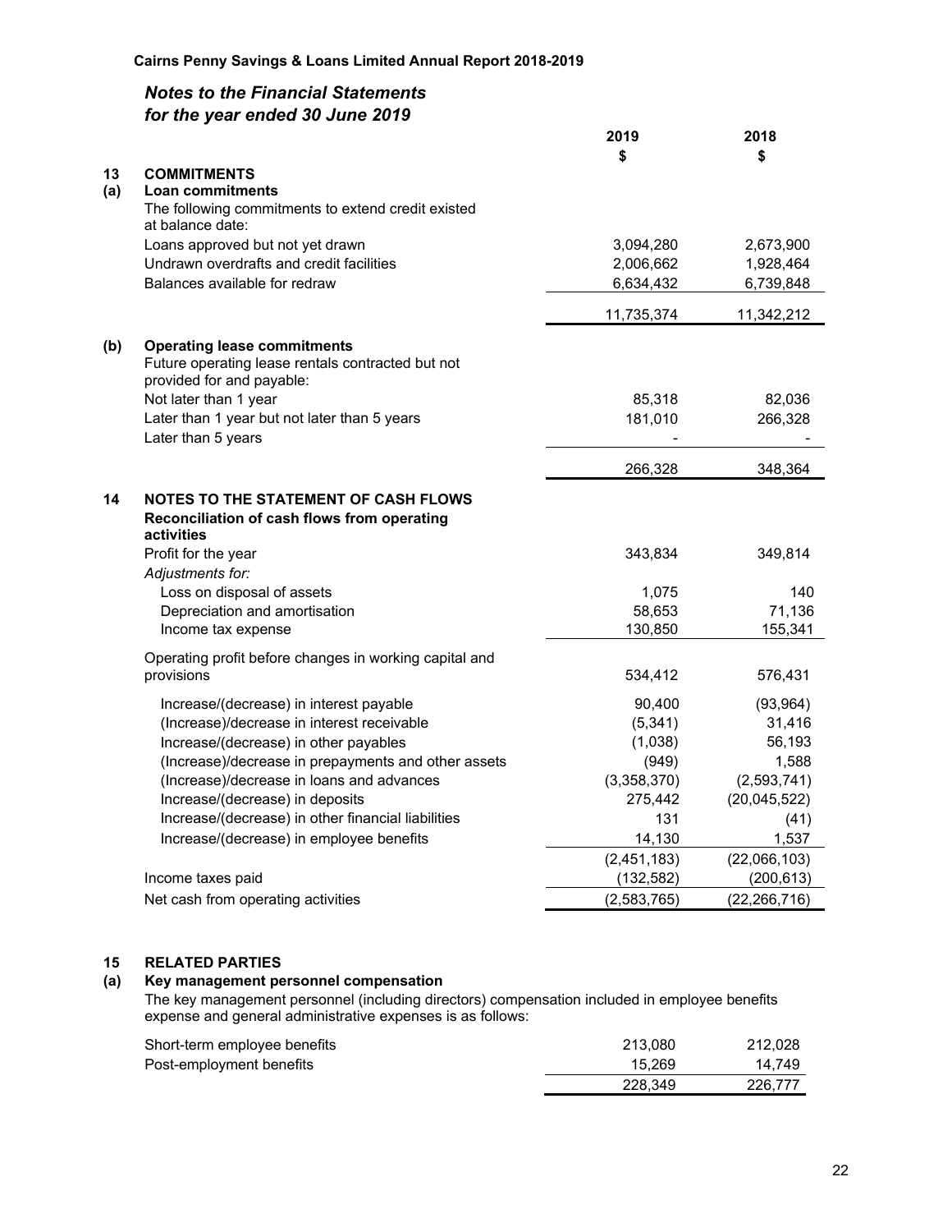## Notes to the Financial Statements
## for the year ended 30 June 2019

| | | 2019<br>$ | 2018<br>$ |
|---|---|---|---|
| **13** | **COMMITMENTS** | | |
| **(a)** | **Loan commitments** | | |
| | The following commitments to extend credit existed at balance date: | | |
| | Loans approved but not yet drawn | 3,094,280 | 2,673,900 |
| | Undrawn overdrafts and credit facilities | 2,006,662 | 1,928,464 |
| | Balances available for redraw | 6,634,432 | 6,739,848 |
| | | 11,735,374 | 11,342,212 |
| **(b)** | **Operating lease commitments** | | |
| | Future operating lease rentals contracted but not provided for and payable: | | |
| | Not later than 1 year | 85,318 | 82,036 |
| | Later than 1 year but not later than 5 years | 181,010 | 266,328 |
| | Later than 5 years | - | - |
| | | 266,328 | 348,364 |

| | | 2019<br>$ | 2018<br>$ |
|---|---|---|---|
| **14** | **NOTES TO THE STATEMENT OF CASH FLOWS** | | |
| | **Reconciliation of cash flows from operating activities** | | |
| | Profit for the year | 343,834 | 349,814 |
| | *Adjustments for:* | | |
| | Loss on disposal of assets | 1,075 | 140 |
| | Depreciation and amortisation | 58,653 | 71,136 |
| | Income tax expense | 130,850 | 155,341 |
| | Operating profit before changes in working capital and provisions | 534,412 | 576,431 |
| | Increase/(decrease) in interest payable | 90,400 | (93,964) |
| | (Increase)/decrease in interest receivable | (5,341) | 31,416 |
| | Increase/(decrease) in other payables | (1,038) | 56,193 |
| | (Increase)/decrease in prepayments and other assets | (949) | 1,588 |
| | (Increase)/decrease in loans and advances | (3,358,370) | (2,593,741) |
| | Increase/(decrease) in deposits | 275,442 | (20,045,522) |
| | Increase/(decrease) in other financial liabilities | 131 | (41) |
| | Increase/(decrease) in employee benefits | 14,130 | 1,537 |
| | | (2,451,183) | (22,066,103) |
| | Income taxes paid | (132,582) | (200,613) |
| | Net cash from operating activities | (2,583,765) | (22,266,716) |

### 15 RELATED PARTIES

#### (a) Key management personnel compensation

The key management personnel (including directors) compensation included in employee benefits expense and general administrative expenses is as follows:

| | 2019 | 2018 |
|---|---|---|
| Short-term employee benefits | 213,080 | 212,028 |
| Post-employment benefits | 15,269 | 14,749 |
| | 228,349 | 226,777 |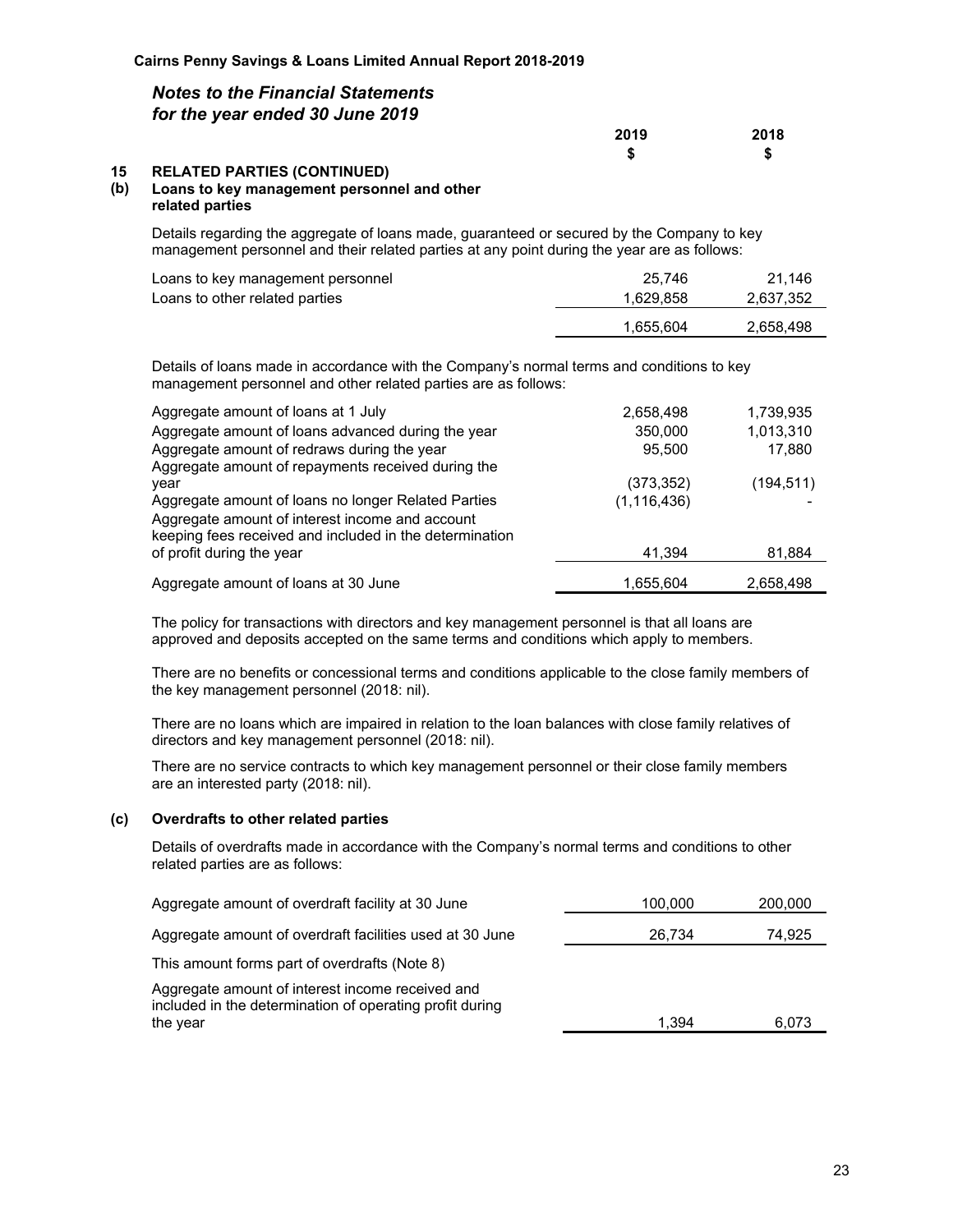## Notes to the Financial Statements
## for the year ended 30 June 2019

### 15 RELATED PARTIES (CONTINUED)

#### (b) Loans to key management personnel and other related parties

Details regarding the aggregate of loans made, guaranteed or secured by the Company to key management personnel and their related parties at any point during the year are as follows:

| | 2019 $ | 2018 $ |
|---|---|---|
| Loans to key management personnel | 25,746 | 21,146 |
| Loans to other related parties | 1,629,858 | 2,637,352 |
| | 1,655,604 | 2,658,498 |

Details of loans made in accordance with the Company's normal terms and conditions to key management personnel and other related parties are as follows:

| | 2019 $ | 2018 $ |
|---|---|---|
| Aggregate amount of loans at 1 July | 2,658,498 | 1,739,935 |
| Aggregate amount of loans advanced during the year | 350,000 | 1,013,310 |
| Aggregate amount of redraws during the year | 95,500 | 17,880 |
| Aggregate amount of repayments received during the year | (373,352) | (194,511) |
| Aggregate amount of loans no longer Related Parties | (1,116,436) | - |
| Aggregate amount of interest income and account keeping fees received and included in the determination of profit during the year | 41,394 | 81,884 |
| Aggregate amount of loans at 30 June | 1,655,604 | 2,658,498 |

The policy for transactions with directors and key management personnel is that all loans are approved and deposits accepted on the same terms and conditions which apply to members.

There are no benefits or concessional terms and conditions applicable to the close family members of the key management personnel (2018: nil).

There are no loans which are impaired in relation to the loan balances with close family relatives of directors and key management personnel (2018: nil).

There are no service contracts to which key management personnel or their close family members are an interested party (2018: nil).

#### (c) Overdrafts to other related parties

Details of overdrafts made in accordance with the Company's normal terms and conditions to other related parties are as follows:

| | 2019 $ | 2018 $ |
|---|---|---|
| Aggregate amount of overdraft facility at 30 June | 100,000 | 200,000 |
| Aggregate amount of overdraft facilities used at 30 June | 26,734 | 74,925 |
| This amount forms part of overdrafts (Note 8) | | |
| Aggregate amount of interest income received and included in the determination of operating profit during the year | 1,394 | 6,073 |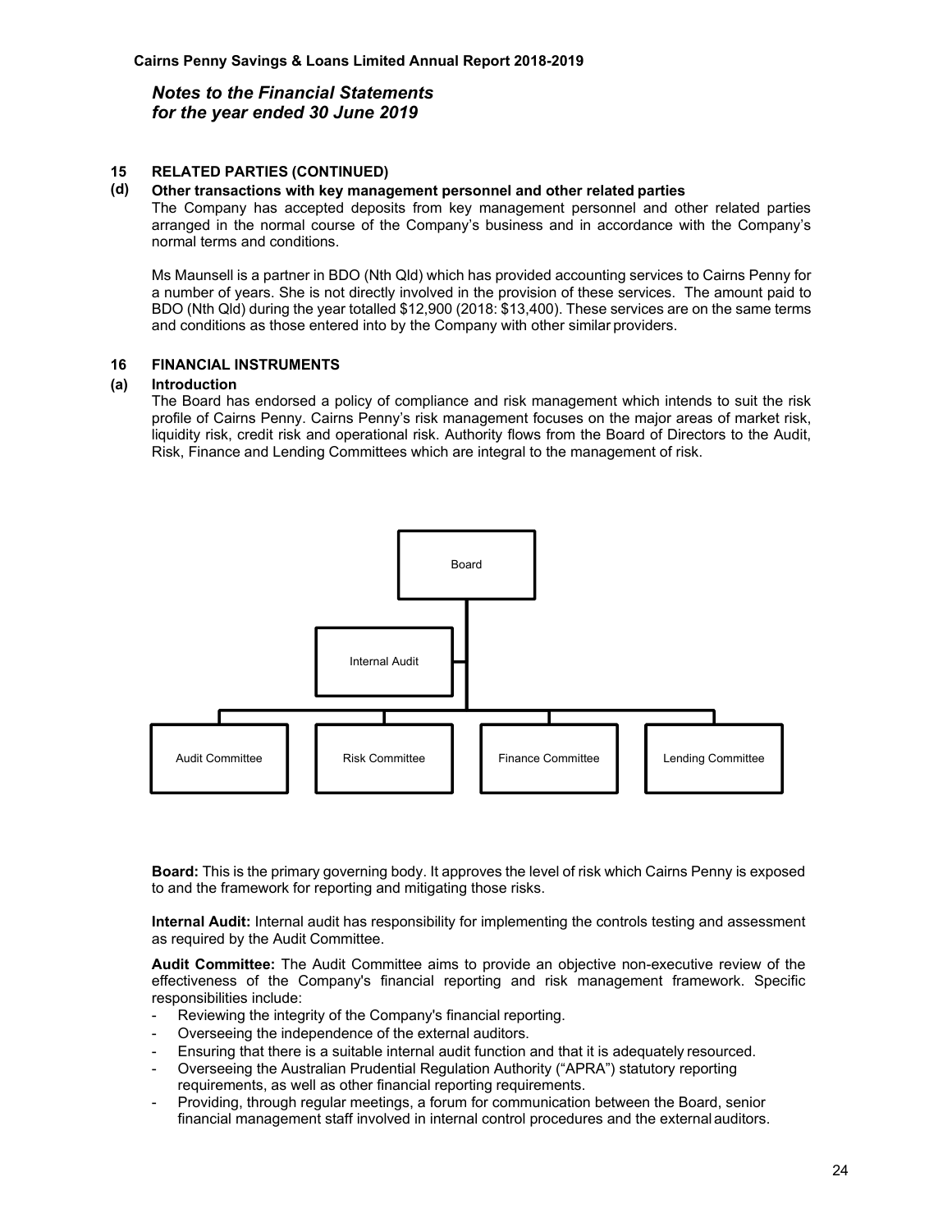## 15 RELATED PARTIES (CONTINUED)

### (d) Other transactions with key management personnel and other related parties

The Company has accepted deposits from key management personnel and other related parties arranged in the normal course of the Company's business and in accordance with the Company's normal terms and conditions.

Ms Maunsell is a partner in BDO (Nth Qld) which has provided accounting services to Cairns Penny for a number of years. She is not directly involved in the provision of these services. The amount paid to BDO (Nth Qld) during the year totalled $12,900 (2018: $13,400). These services are on the same terms and conditions as those entered into by the Company with other similar providers.

## 16 FINANCIAL INSTRUMENTS

### (a) Introduction

The Board has endorsed a policy of compliance and risk management which intends to suit the risk profile of Cairns Penny. Cairns Penny's risk management focuses on the major areas of market risk, liquidity risk, credit risk and operational risk. Authority flows from the Board of Directors to the Audit, Risk, Finance and Lending Committees which are integral to the management of risk.

Board

Internal Audit

Audit Committee | Risk Committee | Finance Committee | Lending Committee

**Board:** This is the primary governing body. It approves the level of risk which Cairns Penny is exposed to and the framework for reporting and mitigating those risks.

**Internal Audit:** Internal audit has responsibility for implementing the controls testing and assessment as required by the Audit Committee.

**Audit Committee:** The Audit Committee aims to provide an objective non-executive review of the effectiveness of the Company's financial reporting and risk management framework. Specific responsibilities include:

- Reviewing the integrity of the Company's financial reporting.
- Overseeing the independence of the external auditors.
- Ensuring that there is a suitable internal audit function and that it is adequately resourced.
- Overseeing the Australian Prudential Regulation Authority ("APRA") statutory reporting requirements, as well as other financial reporting requirements.
- Providing, through regular meetings, a forum for communication between the Board, senior financial management staff involved in internal control procedures and the external auditors.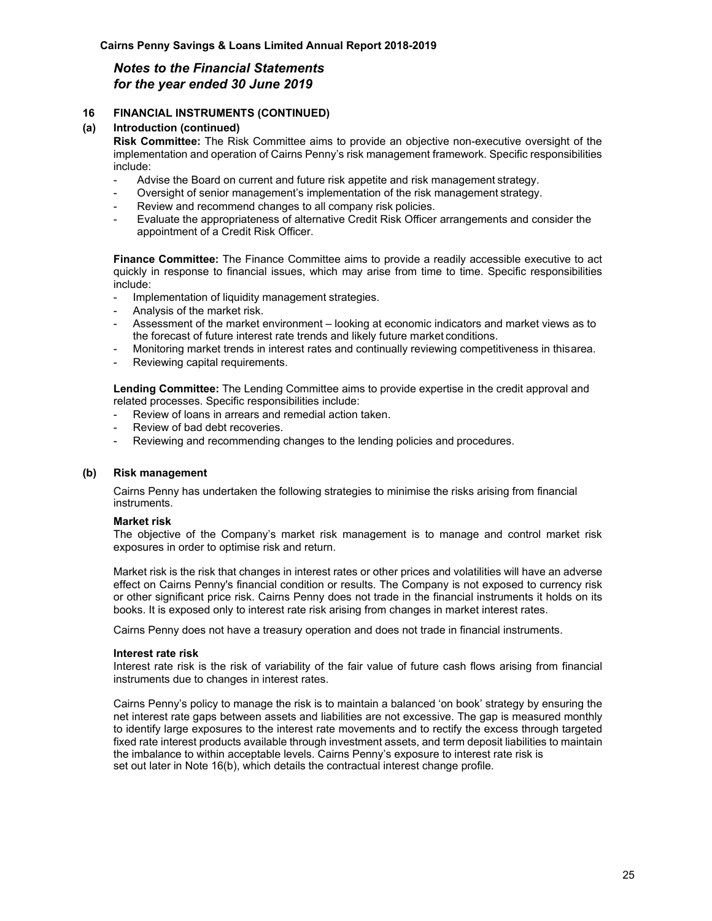## Notes to the Financial Statements
## for the year ended 30 June 2019

### 16 FINANCIAL INSTRUMENTS (CONTINUED)

#### (a) Introduction (continued)

**Risk Committee:** The Risk Committee aims to provide an objective non-executive oversight of the implementation and operation of Cairns Penny's risk management framework. Specific responsibilities include:

- Advise the Board on current and future risk appetite and risk management strategy.
- Oversight of senior management's implementation of the risk management strategy.
- Review and recommend changes to all company risk policies.
- Evaluate the appropriateness of alternative Credit Risk Officer arrangements and consider the appointment of a Credit Risk Officer.

**Finance Committee:** The Finance Committee aims to provide a readily accessible executive to act quickly in response to financial issues, which may arise from time to time. Specific responsibilities include:

- Implementation of liquidity management strategies.
- Analysis of the market risk.
- Assessment of the market environment – looking at economic indicators and market views as to the forecast of future interest rate trends and likely future market conditions.
- Monitoring market trends in interest rates and continually reviewing competitiveness in thisarea.
- Reviewing capital requirements.

**Lending Committee:** The Lending Committee aims to provide expertise in the credit approval and related processes. Specific responsibilities include:

- Review of loans in arrears and remedial action taken.
- Review of bad debt recoveries.
- Reviewing and recommending changes to the lending policies and procedures.

#### (b) Risk management

Cairns Penny has undertaken the following strategies to minimise the risks arising from financial instruments.

**Market risk**

The objective of the Company's market risk management is to manage and control market risk exposures in order to optimise risk and return.

Market risk is the risk that changes in interest rates or other prices and volatilities will have an adverse effect on Cairns Penny's financial condition or results. The Company is not exposed to currency risk or other significant price risk. Cairns Penny does not trade in the financial instruments it holds on its books. It is exposed only to interest rate risk arising from changes in market interest rates.

Cairns Penny does not have a treasury operation and does not trade in financial instruments.

**Interest rate risk**

Interest rate risk is the risk of variability of the fair value of future cash flows arising from financial instruments due to changes in interest rates.

Cairns Penny's policy to manage the risk is to maintain a balanced 'on book' strategy by ensuring the net interest rate gaps between assets and liabilities are not excessive. The gap is measured monthly to identify large exposures to the interest rate movements and to rectify the excess through targeted fixed rate interest products available through investment assets, and term deposit liabilities to maintain the imbalance to within acceptable levels. Cairns Penny's exposure to interest rate risk is set out later in Note 16(b), which details the contractual interest change profile.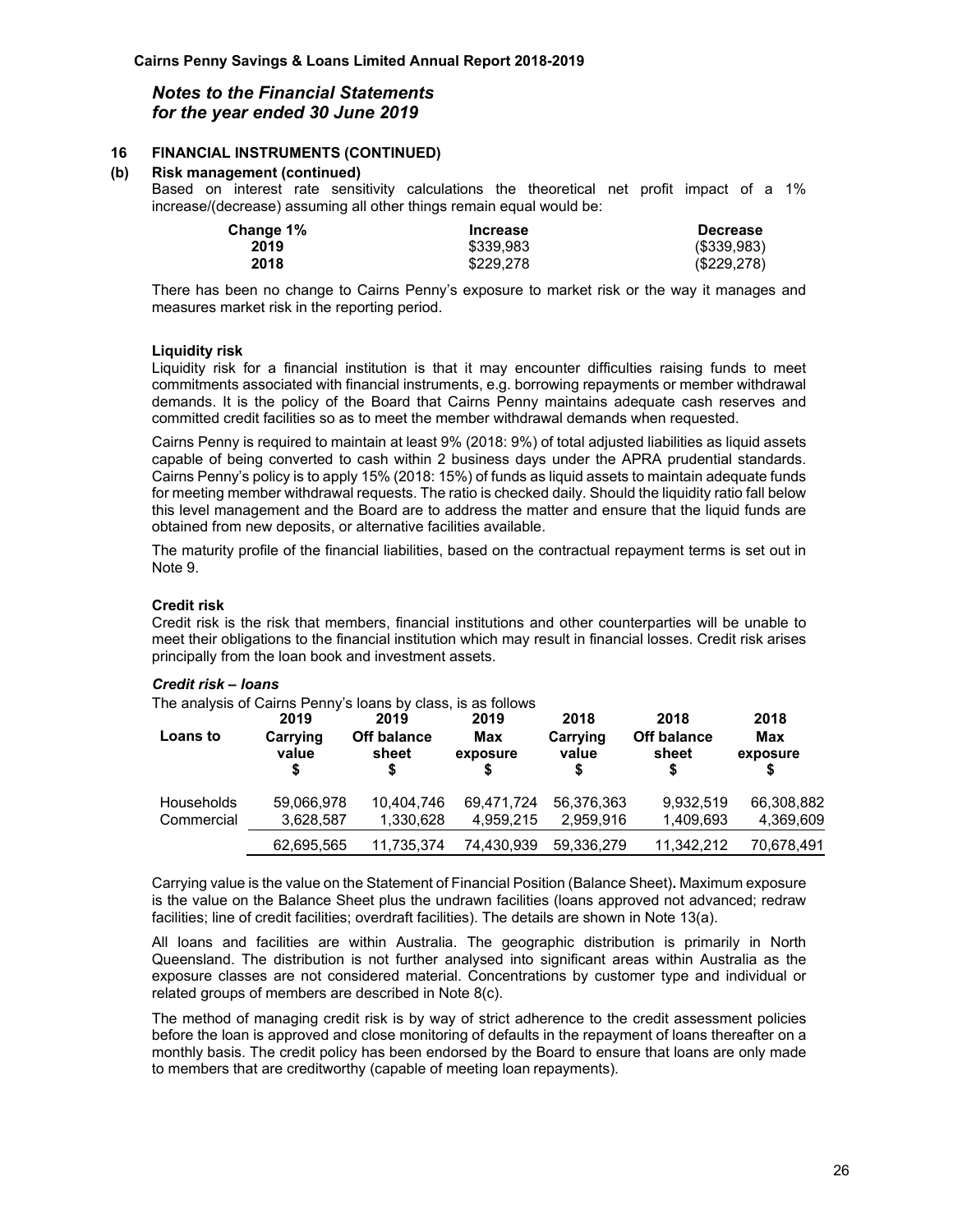## 16 FINANCIAL INSTRUMENTS (CONTINUED)

### (b) Risk management (continued)

Based on interest rate sensitivity calculations the theoretical net profit impact of a 1% increase/(decrease) assuming all other things remain equal would be:

| Change 1% | Increase | Decrease |
|---|---|---|
| 2019 | $339,983 | ($339,983) |
| 2018 | $229,278 | ($229,278) |

There has been no change to Cairns Penny's exposure to market risk or the way it manages and measures market risk in the reporting period.

**Liquidity risk**

Liquidity risk for a financial institution is that it may encounter difficulties raising funds to meet commitments associated with financial instruments, e.g. borrowing repayments or member withdrawal demands. It is the policy of the Board that Cairns Penny maintains adequate cash reserves and committed credit facilities so as to meet the member withdrawal demands when requested.

Cairns Penny is required to maintain at least 9% (2018: 9%) of total adjusted liabilities as liquid assets capable of being converted to cash within 2 business days under the APRA prudential standards. Cairns Penny's policy is to apply 15% (2018: 15%) of funds as liquid assets to maintain adequate funds for meeting member withdrawal requests. The ratio is checked daily. Should the liquidity ratio fall below this level management and the Board are to address the matter and ensure that the liquid funds are obtained from new deposits, or alternative facilities available.

The maturity profile of the financial liabilities, based on the contractual repayment terms is set out in Note 9.

**Credit risk**

Credit risk is the risk that members, financial institutions and other counterparties will be unable to meet their obligations to the financial institution which may result in financial losses. Credit risk arises principally from the loan book and investment assets.

***Credit risk – loans***

The analysis of Cairns Penny's loans by class, is as follows

| Loans to | 2019 Carrying value $ | 2019 Off balance sheet $ | 2019 Max exposure $ | 2018 Carrying value $ | 2018 Off balance sheet $ | 2018 Max exposure $ |
|---|---|---|---|---|---|---|
| Households | 59,066,978 | 10,404,746 | 69,471,724 | 56,376,363 | 9,932,519 | 66,308,882 |
| Commercial | 3,628,587 | 1,330,628 | 4,959,215 | 2,959,916 | 1,409,693 | 4,369,609 |
| | 62,695,565 | 11,735,374 | 74,430,939 | 59,336,279 | 11,342,212 | 70,678,491 |

Carrying value is the value on the Statement of Financial Position (Balance Sheet)**.** Maximum exposure is the value on the Balance Sheet plus the undrawn facilities (loans approved not advanced; redraw facilities; line of credit facilities; overdraft facilities). The details are shown in Note 13(a).

All loans and facilities are within Australia. The geographic distribution is primarily in North Queensland. The distribution is not further analysed into significant areas within Australia as the exposure classes are not considered material. Concentrations by customer type and individual or related groups of members are described in Note 8(c).

The method of managing credit risk is by way of strict adherence to the credit assessment policies before the loan is approved and close monitoring of defaults in the repayment of loans thereafter on a monthly basis. The credit policy has been endorsed by the Board to ensure that loans are only made to members that are creditworthy (capable of meeting loan repayments).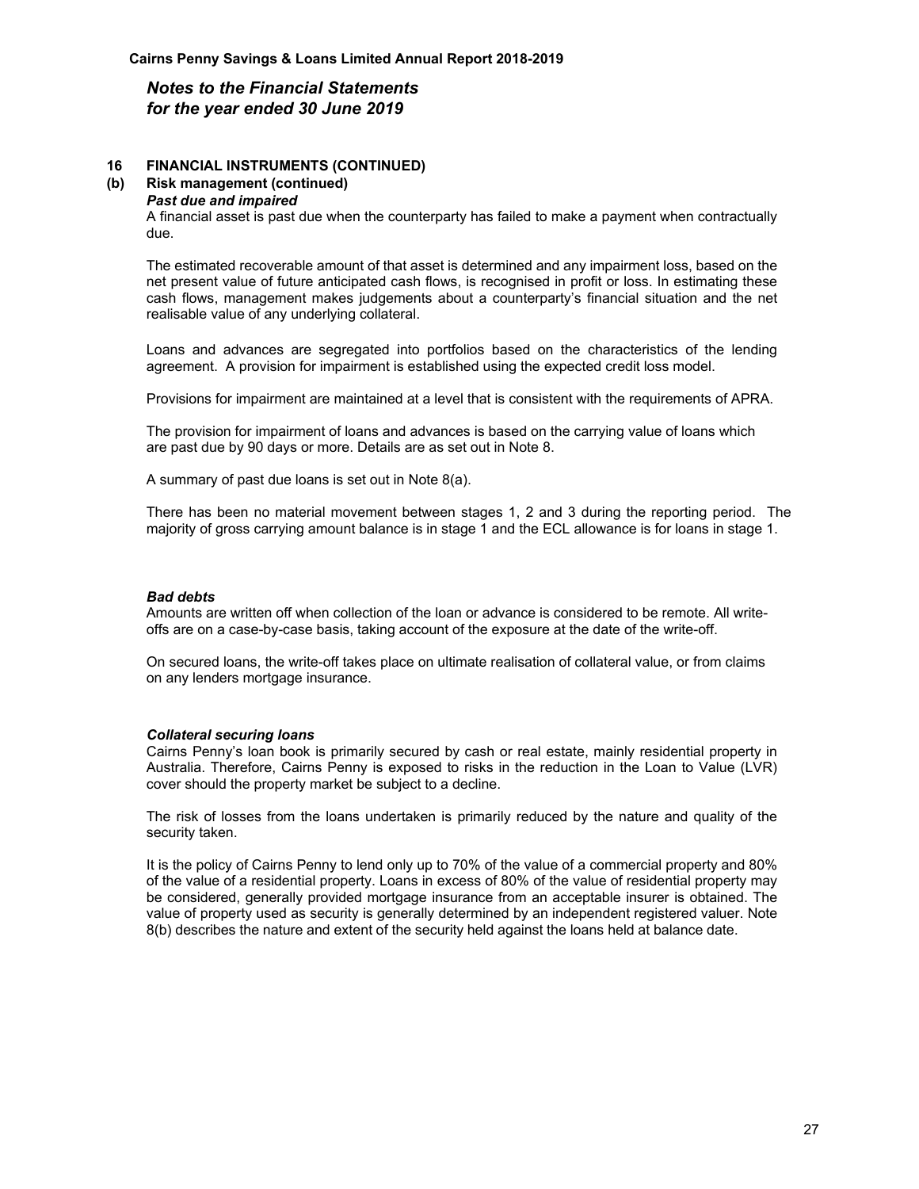## Notes to the Financial Statements for the year ended 30 June 2019

### 16 FINANCIAL INSTRUMENTS (CONTINUED)

### (b) Risk management (continued)

***Past due and impaired***

A financial asset is past due when the counterparty has failed to make a payment when contractually due.

The estimated recoverable amount of that asset is determined and any impairment loss, based on the net present value of future anticipated cash flows, is recognised in profit or loss. In estimating these cash flows, management makes judgements about a counterparty's financial situation and the net realisable value of any underlying collateral.

Loans and advances are segregated into portfolios based on the characteristics of the lending agreement. A provision for impairment is established using the expected credit loss model.

Provisions for impairment are maintained at a level that is consistent with the requirements of APRA.

The provision for impairment of loans and advances is based on the carrying value of loans which are past due by 90 days or more. Details are as set out in Note 8.

A summary of past due loans is set out in Note 8(a).

There has been no material movement between stages 1, 2 and 3 during the reporting period. The majority of gross carrying amount balance is in stage 1 and the ECL allowance is for loans in stage 1.

***Bad debts***

Amounts are written off when collection of the loan or advance is considered to be remote. All write-offs are on a case-by-case basis, taking account of the exposure at the date of the write-off.

On secured loans, the write-off takes place on ultimate realisation of collateral value, or from claims on any lenders mortgage insurance.

***Collateral securing loans***

Cairns Penny's loan book is primarily secured by cash or real estate, mainly residential property in Australia. Therefore, Cairns Penny is exposed to risks in the reduction in the Loan to Value (LVR) cover should the property market be subject to a decline.

The risk of losses from the loans undertaken is primarily reduced by the nature and quality of the security taken.

It is the policy of Cairns Penny to lend only up to 70% of the value of a commercial property and 80% of the value of a residential property. Loans in excess of 80% of the value of residential property may be considered, generally provided mortgage insurance from an acceptable insurer is obtained. The value of property used as security is generally determined by an independent registered valuer. Note 8(b) describes the nature and extent of the security held against the loans held at balance date.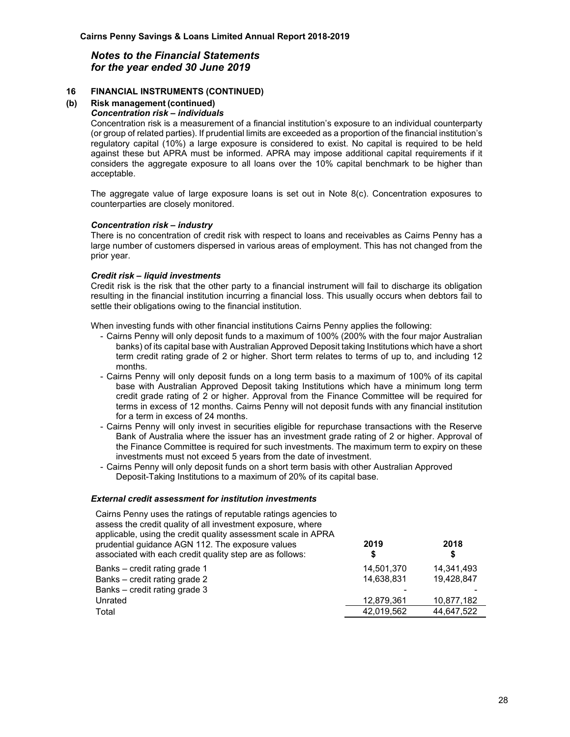## Notes to the Financial Statements for the year ended 30 June 2019

### 16 FINANCIAL INSTRUMENTS (CONTINUED)

#### (b) Risk management (continued)

***Concentration risk – individuals***

Concentration risk is a measurement of a financial institution's exposure to an individual counterparty (or group of related parties). If prudential limits are exceeded as a proportion of the financial institution's regulatory capital (10%) a large exposure is considered to exist. No capital is required to be held against these but APRA must be informed. APRA may impose additional capital requirements if it considers the aggregate exposure to all loans over the 10% capital benchmark to be higher than acceptable.

The aggregate value of large exposure loans is set out in Note 8(c). Concentration exposures to counterparties are closely monitored.

***Concentration risk – industry***

There is no concentration of credit risk with respect to loans and receivables as Cairns Penny has a large number of customers dispersed in various areas of employment. This has not changed from the prior year.

***Credit risk – liquid investments***

Credit risk is the risk that the other party to a financial instrument will fail to discharge its obligation resulting in the financial institution incurring a financial loss. This usually occurs when debtors fail to settle their obligations owing to the financial institution.

When investing funds with other financial institutions Cairns Penny applies the following:

- Cairns Penny will only deposit funds to a maximum of 100% (200% with the four major Australian banks) of its capital base with Australian Approved Deposit taking Institutions which have a short term credit rating grade of 2 or higher. Short term relates to terms of up to, and including 12 months.
- Cairns Penny will only deposit funds on a long term basis to a maximum of 100% of its capital base with Australian Approved Deposit taking Institutions which have a minimum long term credit grade rating of 2 or higher. Approval from the Finance Committee will be required for terms in excess of 12 months. Cairns Penny will not deposit funds with any financial institution for a term in excess of 24 months.
- Cairns Penny will only invest in securities eligible for repurchase transactions with the Reserve Bank of Australia where the issuer has an investment grade rating of 2 or higher. Approval of the Finance Committee is required for such investments. The maximum term to expiry on these investments must not exceed 5 years from the date of investment.
- Cairns Penny will only deposit funds on a short term basis with other Australian Approved Deposit-Taking Institutions to a maximum of 20% of its capital base.

***External credit assessment for institution investments***

| Cairns Penny uses the ratings of reputable ratings agencies to assess the credit quality of all investment exposure, where applicable, using the credit quality assessment scale in APRA prudential guidance AGN 112. The exposure values associated with each credit quality step are as follows: | 2019 $ | 2018 $ |
|---|---|---|
| Banks – credit rating grade 1 | 14,501,370 | 14,341,493 |
| Banks – credit rating grade 2 | 14,638,831 | 19,428,847 |
| Banks – credit rating grade 3 | - | - |
| Unrated | 12,879,361 | 10,877,182 |
| Total | 42,019,562 | 44,647,522 |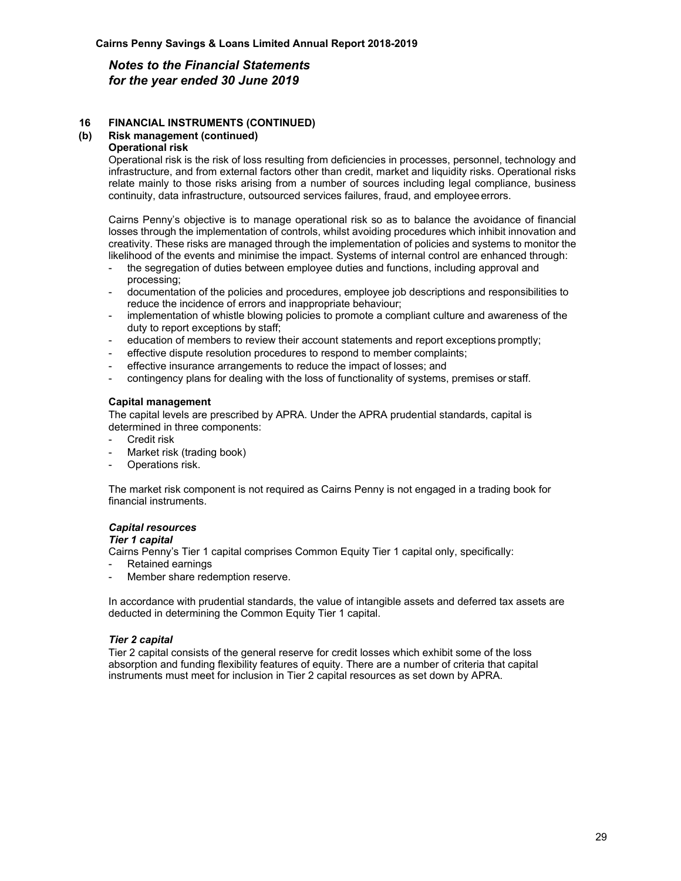## 16 FINANCIAL INSTRUMENTS (CONTINUED)

### (b) Risk management (continued)

**Operational risk**

Operational risk is the risk of loss resulting from deficiencies in processes, personnel, technology and infrastructure, and from external factors other than credit, market and liquidity risks. Operational risks relate mainly to those risks arising from a number of sources including legal compliance, business continuity, data infrastructure, outsourced services failures, fraud, and employee errors.

Cairns Penny's objective is to manage operational risk so as to balance the avoidance of financial losses through the implementation of controls, whilst avoiding procedures which inhibit innovation and creativity. These risks are managed through the implementation of policies and systems to monitor the likelihood of the events and minimise the impact. Systems of internal control are enhanced through:

- the segregation of duties between employee duties and functions, including approval and processing;
- documentation of the policies and procedures, employee job descriptions and responsibilities to reduce the incidence of errors and inappropriate behaviour;
- implementation of whistle blowing policies to promote a compliant culture and awareness of the duty to report exceptions by staff;
- education of members to review their account statements and report exceptions promptly;
- effective dispute resolution procedures to respond to member complaints;
- effective insurance arrangements to reduce the impact of losses; and
- contingency plans for dealing with the loss of functionality of systems, premises or staff.

**Capital management**

The capital levels are prescribed by APRA. Under the APRA prudential standards, capital is determined in three components:

- Credit risk
- Market risk (trading book)
- Operations risk.

The market risk component is not required as Cairns Penny is not engaged in a trading book for financial instruments.

***Capital resources***

***Tier 1 capital***

Cairns Penny's Tier 1 capital comprises Common Equity Tier 1 capital only, specifically:

- Retained earnings
- Member share redemption reserve.

In accordance with prudential standards, the value of intangible assets and deferred tax assets are deducted in determining the Common Equity Tier 1 capital.

***Tier 2 capital***

Tier 2 capital consists of the general reserve for credit losses which exhibit some of the loss absorption and funding flexibility features of equity. There are a number of criteria that capital instruments must meet for inclusion in Tier 2 capital resources as set down by APRA.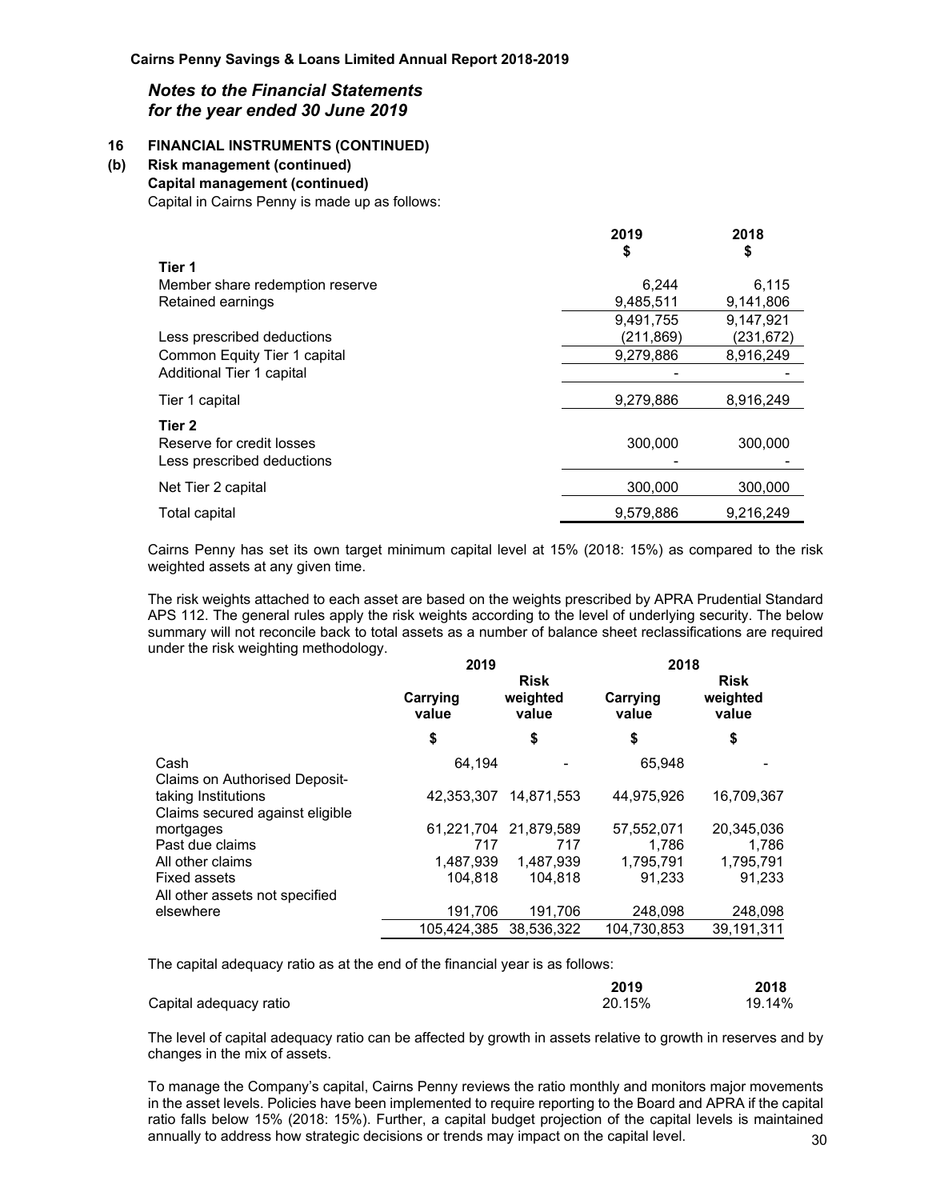*Notes to the Financial Statements*
*for the year ended 30 June 2019*

## 16 FINANCIAL INSTRUMENTS (CONTINUED)

### (b) Risk management (continued)

**Capital management (continued)**

Capital in Cairns Penny is made up as follows:

| | 2019 $ | 2018 $ |
|---|---|---|
| **Tier 1** | | |
| Member share redemption reserve | 6,244 | 6,115 |
| Retained earnings | 9,485,511 | 9,141,806 |
| | 9,491,755 | 9,147,921 |
| Less prescribed deductions | (211,869) | (231,672) |
| Common Equity Tier 1 capital | 9,279,886 | 8,916,249 |
| Additional Tier 1 capital | - | - |
| Tier 1 capital | 9,279,886 | 8,916,249 |
| **Tier 2** | | |
| Reserve for credit losses | 300,000 | 300,000 |
| Less prescribed deductions | - | - |
| Net Tier 2 capital | 300,000 | 300,000 |
| Total capital | 9,579,886 | 9,216,249 |

Cairns Penny has set its own target minimum capital level at 15% (2018: 15%) as compared to the risk weighted assets at any given time.

The risk weights attached to each asset are based on the weights prescribed by APRA Prudential Standard APS 112. The general rules apply the risk weights according to the level of underlying security. The below summary will not reconcile back to total assets as a number of balance sheet reclassifications are required under the risk weighting methodology.

| | 2019 | | 2018 | |
|---|---|---|---|---|
| | Carrying value | Risk weighted value | Carrying value | Risk weighted value |
| | $ | $ | $ | $ |
| Cash | 64,194 | - | 65,948 | - |
| Claims on Authorised Deposit-taking Institutions | 42,353,307 | 14,871,553 | 44,975,926 | 16,709,367 |
| Claims secured against eligible mortgages | 61,221,704 | 21,879,589 | 57,552,071 | 20,345,036 |
| Past due claims | 717 | 717 | 1,786 | 1,786 |
| All other claims | 1,487,939 | 1,487,939 | 1,795,791 | 1,795,791 |
| Fixed assets | 104,818 | 104,818 | 91,233 | 91,233 |
| All other assets not specified elsewhere | 191,706 | 191,706 | 248,098 | 248,098 |
| | 105,424,385 | 38,536,322 | 104,730,853 | 39,191,311 |

The capital adequacy ratio as at the end of the financial year is as follows:

| | 2019 | 2018 |
|---|---|---|
| Capital adequacy ratio | 20.15% | 19.14% |

The level of capital adequacy ratio can be affected by growth in assets relative to growth in reserves and by changes in the mix of assets.

To manage the Company's capital, Cairns Penny reviews the ratio monthly and monitors major movements in the asset levels. Policies have been implemented to require reporting to the Board and APRA if the capital ratio falls below 15% (2018: 15%). Further, a capital budget projection of the capital levels is maintained annually to address how strategic decisions or trends may impact on the capital level.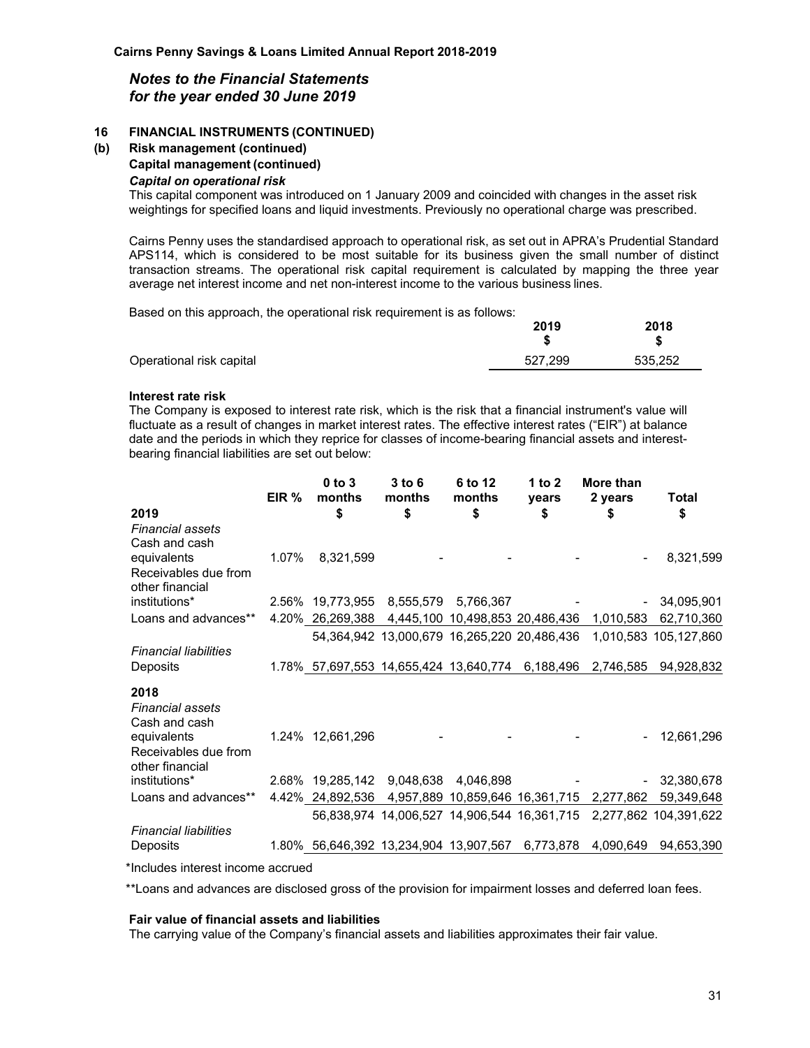## 16 FINANCIAL INSTRUMENTS (CONTINUED)

### (b) Risk management (continued)

**Capital management (continued)**

***Capital on operational risk***

This capital component was introduced on 1 January 2009 and coincided with changes in the asset risk weightings for specified loans and liquid investments. Previously no operational charge was prescribed.

Cairns Penny uses the standardised approach to operational risk, as set out in APRA's Prudential Standard APS114, which is considered to be most suitable for its business given the small number of distinct transaction streams. The operational risk capital requirement is calculated by mapping the three year average net interest income and net non-interest income to the various business lines.

Based on this approach, the operational risk requirement is as follows:

| | 2019<br>$ | 2018<br>$ |
|---|---|---|
| Operational risk capital | 527,299 | 535,252 |

**Interest rate risk**

The Company is exposed to interest rate risk, which is the risk that a financial instrument's value will fluctuate as a result of changes in market interest rates. The effective interest rates ("EIR") at balance date and the periods in which they reprice for classes of income-bearing financial assets and interest-bearing financial liabilities are set out below:

| | EIR % | 0 to 3 months<br>$ | 3 to 6 months<br>$ | 6 to 12 months<br>$ | 1 to 2 years<br>$ | More than 2 years<br>$ | Total<br>$ |
|---|---|---|---|---|---|---|---|
| **2019** | | | | | | | |
| *Financial assets* | | | | | | | |
| Cash and cash equivalents | 1.07% | 8,321,599 | - | - | - | - | 8,321,599 |
| Receivables due from other financial institutions* | 2.56% | 19,773,955 | 8,555,579 | 5,766,367 | - | - | 34,095,901 |
| Loans and advances** | 4.20% | 26,269,388 | 4,445,100 | 10,498,853 | 20,486,436 | 1,010,583 | 62,710,360 |
| | | 54,364,942 | 13,000,679 | 16,265,220 | 20,486,436 | 1,010,583 | 105,127,860 |
| *Financial liabilities* | | | | | | | |
| Deposits | 1.78% | 57,697,553 | 14,655,424 | 13,640,774 | 6,188,496 | 2,746,585 | 94,928,832 |
| **2018** | | | | | | | |
| *Financial assets* | | | | | | | |
| Cash and cash equivalents | 1.24% | 12,661,296 | - | - | - | - | 12,661,296 |
| Receivables due from other financial institutions* | 2.68% | 19,285,142 | 9,048,638 | 4,046,898 | - | - | 32,380,678 |
| Loans and advances** | 4.42% | 24,892,536 | 4,957,889 | 10,859,646 | 16,361,715 | 2,277,862 | 59,349,648 |
| | | 56,838,974 | 14,006,527 | 14,906,544 | 16,361,715 | 2,277,862 | 104,391,622 |
| *Financial liabilities* | | | | | | | |
| Deposits | 1.80% | 56,646,392 | 13,234,904 | 13,907,567 | 6,773,878 | 4,090,649 | 94,653,390 |

*Includes interest income accrued

**Loans and advances are disclosed gross of the provision for impairment losses and deferred loan fees.

**Fair value of financial assets and liabilities**

The carrying value of the Company's financial assets and liabilities approximates their fair value.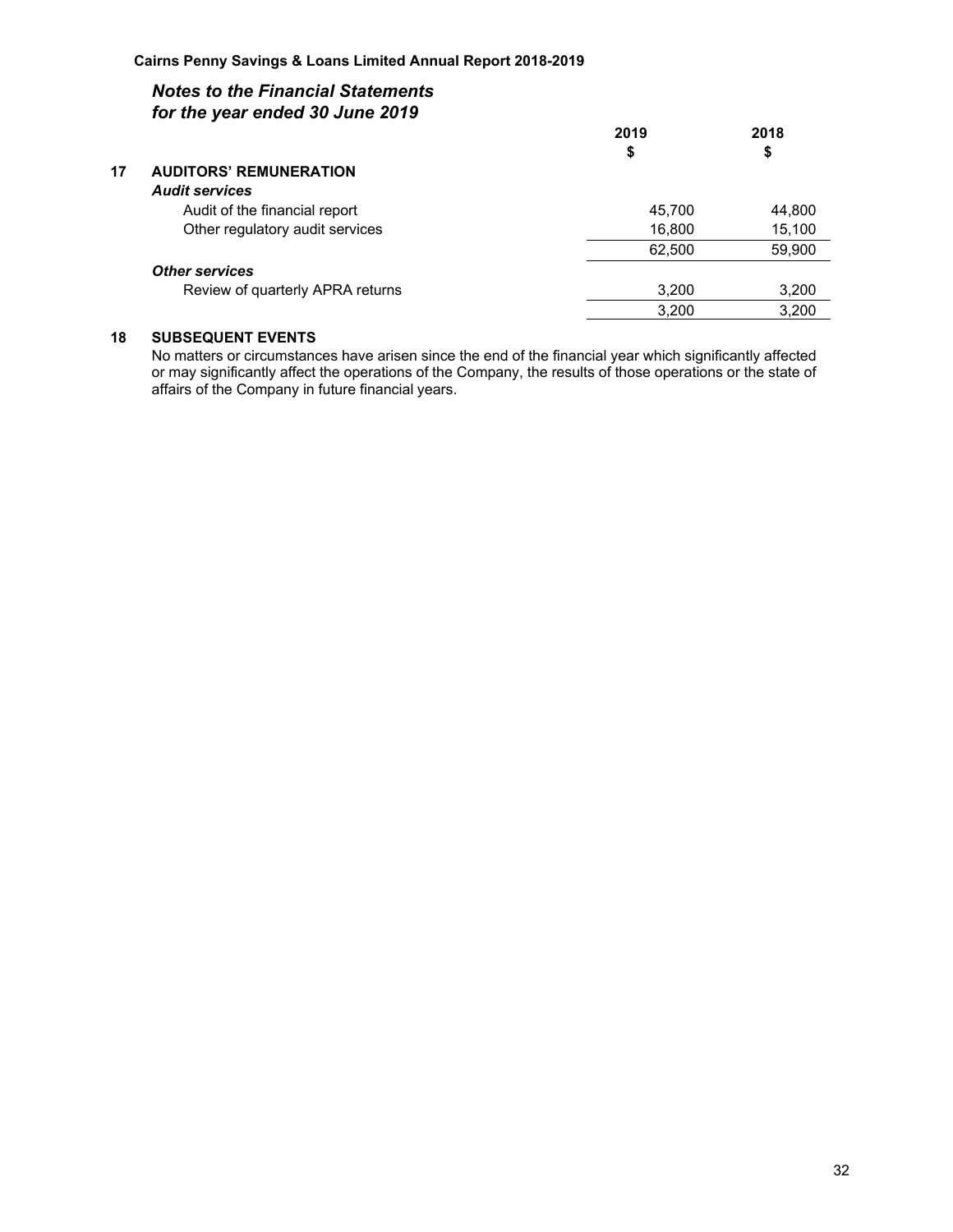## *Notes to the Financial Statements for the year ended 30 June 2019*

| | 2019 $ | 2018 $ |
|---|---|---|
| **17 AUDITORS' REMUNERATION** | | |
| ***Audit services*** | | |
| Audit of the financial report | 45,700 | 44,800 |
| Other regulatory audit services | 16,800 | 15,100 |
| | 62,500 | 59,900 |
| ***Other services*** | | |
| Review of quarterly APRA returns | 3,200 | 3,200 |
| | 3,200 | 3,200 |

### 18 SUBSEQUENT EVENTS

No matters or circumstances have arisen since the end of the financial year which significantly affected or may significantly affect the operations of the Company, the results of those operations or the state of affairs of the Company in future financial years.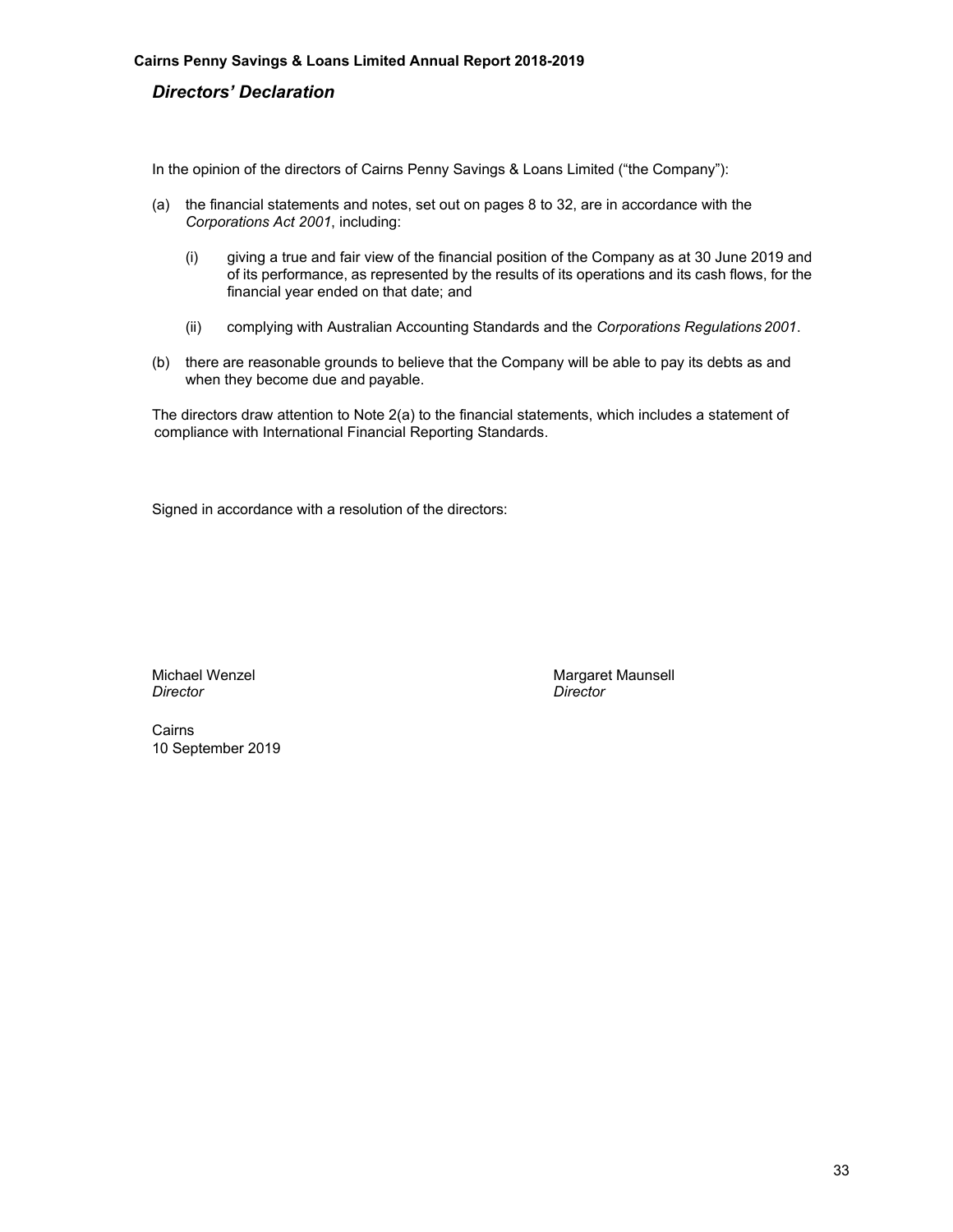## *Directors' Declaration*

In the opinion of the directors of Cairns Penny Savings & Loans Limited ("the Company"):

(a) the financial statements and notes, set out on pages 8 to 32, are in accordance with the *Corporations Act 2001*, including:

   (i) giving a true and fair view of the financial position of the Company as at 30 June 2019 and of its performance, as represented by the results of its operations and its cash flows, for the financial year ended on that date; and

   (ii) complying with Australian Accounting Standards and the *Corporations Regulations 2001*.

(b) there are reasonable grounds to believe that the Company will be able to pay its debts as and when they become due and payable.

The directors draw attention to Note 2(a) to the financial statements, which includes a statement of compliance with International Financial Reporting Standards.

Signed in accordance with a resolution of the directors:

Michael Wenzel
*Director*

Margaret Maunsell
*Director*

Cairns
10 September 2019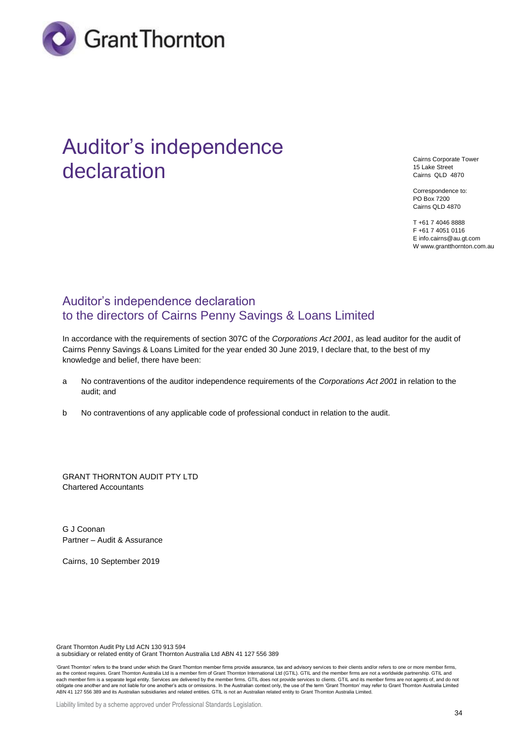# Auditor's independence declaration

Cairns Corporate Tower
15 Lake Street
Cairns QLD 4870

Correspondence to:
PO Box 7200
Cairns QLD 4870

T +61 7 4046 8888
F +61 7 4051 0116
E info.cairns@au.gt.com
W www.grantthornton.com.au

## Auditor's independence declaration to the directors of Cairns Penny Savings & Loans Limited

In accordance with the requirements of section 307C of the *Corporations Act 2001*, as lead auditor for the audit of Cairns Penny Savings & Loans Limited for the year ended 30 June 2019, I declare that, to the best of my knowledge and belief, there have been:

a No contraventions of the auditor independence requirements of the *Corporations Act 2001* in relation to the audit; and

b No contraventions of any applicable code of professional conduct in relation to the audit.

GRANT THORNTON AUDIT PTY LTD
Chartered Accountants

G J Coonan
Partner – Audit & Assurance

Cairns, 10 September 2019

Grant Thornton Audit Pty Ltd ACN 130 913 594
a subsidiary or related entity of Grant Thornton Australia Ltd ABN 41 127 556 389

'Grant Thornton' refers to the brand under which the Grant Thornton member firms provide assurance, tax and advisory services to their clients and/or refers to one or more member firms, as the context requires. Grant Thornton Australia Ltd is a member firm of Grant Thornton International Ltd (GTIL). GTIL and the member firms are not a worldwide partnership. GTIL and each member firm is a separate legal entity. Services are delivered by the member firms. GTIL does not provide services to clients. GTIL and its member firms are not agents of, and do not obligate one another and are not liable for one another's acts or omissions. In the Australian context only, the use of the term 'Grant Thornton' may refer to Grant Thornton Australia Limited ABN 41 127 556 389 and its Australian subsidiaries and related entities. GTIL is not an Australian related entity to Grant Thornton Australia Limited.

Liability limited by a scheme approved under Professional Standards Legislation.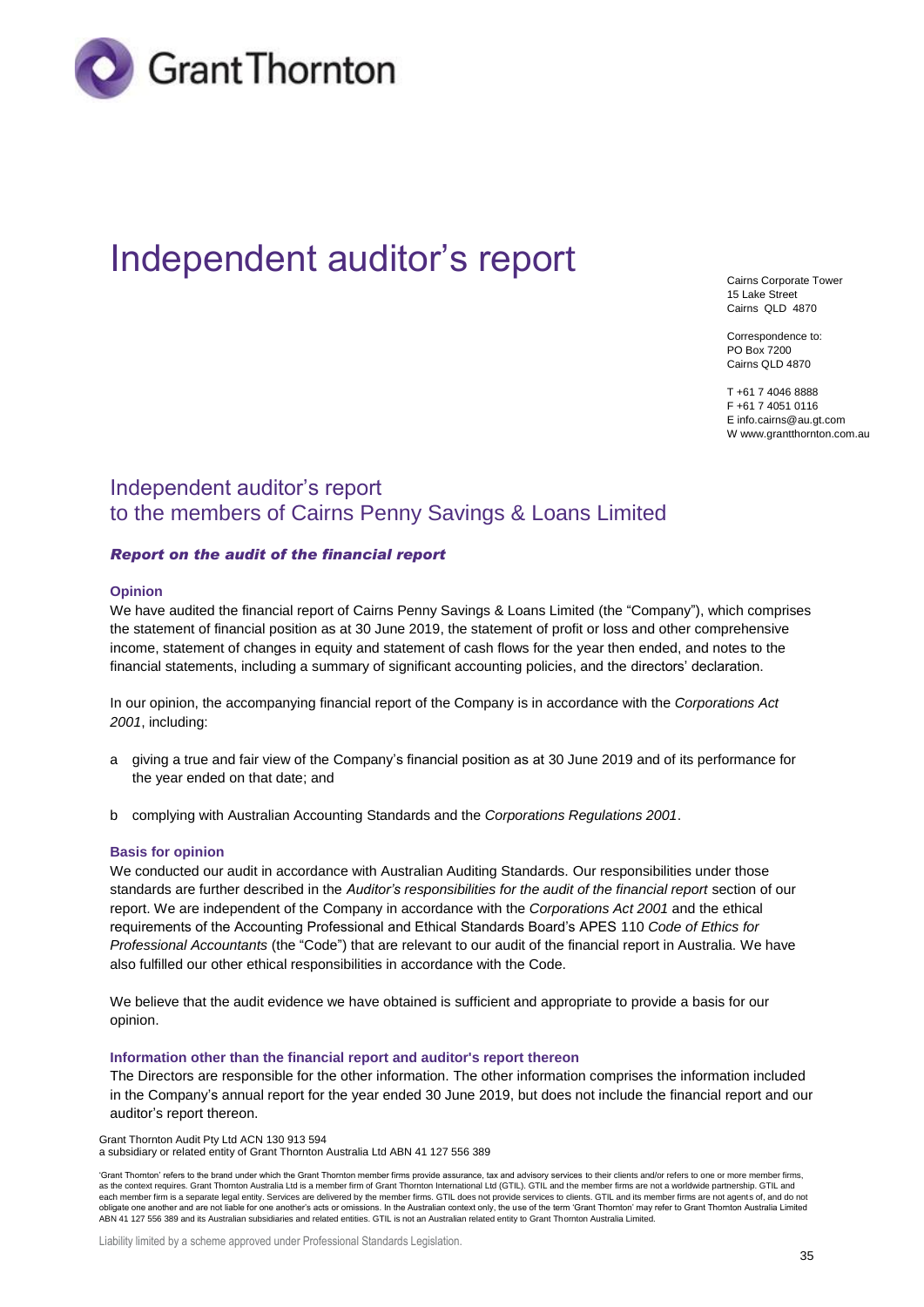Grant Thornton

# Independent auditor's report

Cairns Corporate Tower
15 Lake Street
Cairns QLD 4870

Correspondence to:
PO Box 7200
Cairns QLD 4870

T +61 7 4046 8888
F +61 7 4051 0116
E info.cairns@au.gt.com
W www.grantthornton.com.au

## Independent auditor's report to the members of Cairns Penny Savings & Loans Limited

### *Report on the audit of the financial report*

#### Opinion

We have audited the financial report of Cairns Penny Savings & Loans Limited (the "Company"), which comprises the statement of financial position as at 30 June 2019, the statement of profit or loss and other comprehensive income, statement of changes in equity and statement of cash flows for the year then ended, and notes to the financial statements, including a summary of significant accounting policies, and the directors' declaration.

In our opinion, the accompanying financial report of the Company is in accordance with the *Corporations Act 2001*, including:

a giving a true and fair view of the Company's financial position as at 30 June 2019 and of its performance for the year ended on that date; and

b complying with Australian Accounting Standards and the *Corporations Regulations 2001*.

#### Basis for opinion

We conducted our audit in accordance with Australian Auditing Standards. Our responsibilities under those standards are further described in the *Auditor's responsibilities for the audit of the financial report* section of our report. We are independent of the Company in accordance with the *Corporations Act 2001* and the ethical requirements of the Accounting Professional and Ethical Standards Board's APES 110 *Code of Ethics for Professional Accountants* (the "Code") that are relevant to our audit of the financial report in Australia. We have also fulfilled our other ethical responsibilities in accordance with the Code.

We believe that the audit evidence we have obtained is sufficient and appropriate to provide a basis for our opinion.

#### Information other than the financial report and auditor's report thereon

The Directors are responsible for the other information. The other information comprises the information included in the Company's annual report for the year ended 30 June 2019, but does not include the financial report and our auditor's report thereon.

Grant Thornton Audit Pty Ltd ACN 130 913 594
a subsidiary or related entity of Grant Thornton Australia Ltd ABN 41 127 556 389

'Grant Thornton' refers to the brand under which the Grant Thornton member firms provide assurance, tax and advisory services to their clients and/or refers to one or more member firms, as the context requires. Grant Thornton Australia Ltd is a member firm of Grant Thornton International Ltd (GTIL). GTIL and the member firms are not a worldwide partnership. GTIL and each member firm is a separate legal entity. Services are delivered by the member firms. GTIL does not provide services to clients. GTIL and its member firms are not agents of, and do not obligate one another and are not liable for one another's acts or omissions. In the Australian context only, the use of the term 'Grant Thornton' may refer to Grant Thornton Australia Limited ABN 41 127 556 389 and its Australian subsidiaries and related entities. GTIL is not an Australian related entity to Grant Thornton Australia Limited.

Liability limited by a scheme approved under Professional Standards Legislation.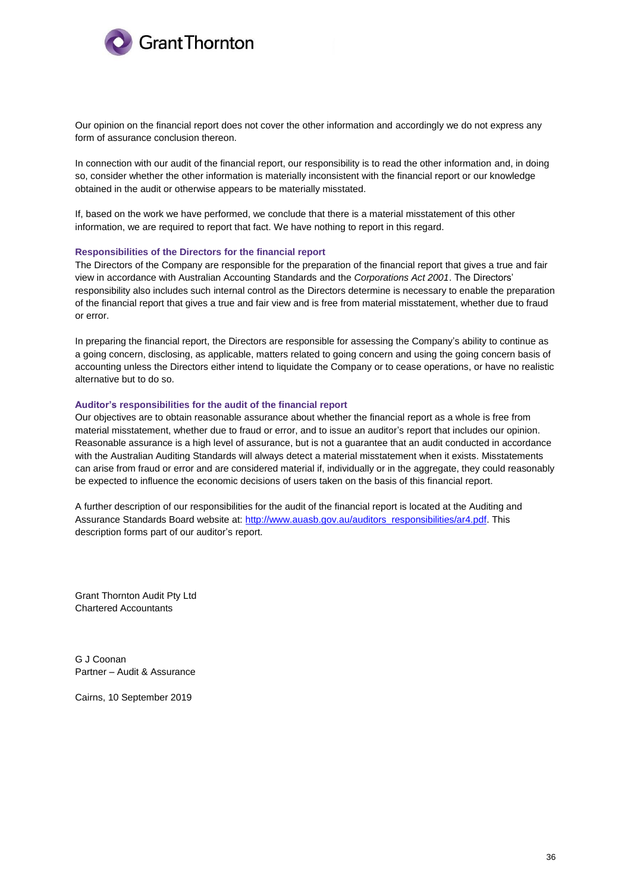Our opinion on the financial report does not cover the other information and accordingly we do not express any form of assurance conclusion thereon.

In connection with our audit of the financial report, our responsibility is to read the other information and, in doing so, consider whether the other information is materially inconsistent with the financial report or our knowledge obtained in the audit or otherwise appears to be materially misstated.

If, based on the work we have performed, we conclude that there is a material misstatement of this other information, we are required to report that fact. We have nothing to report in this regard.

**Responsibilities of the Directors for the financial report**

The Directors of the Company are responsible for the preparation of the financial report that gives a true and fair view in accordance with Australian Accounting Standards and the *Corporations Act 2001*. The Directors' responsibility also includes such internal control as the Directors determine is necessary to enable the preparation of the financial report that gives a true and fair view and is free from material misstatement, whether due to fraud or error.

In preparing the financial report, the Directors are responsible for assessing the Company's ability to continue as a going concern, disclosing, as applicable, matters related to going concern and using the going concern basis of accounting unless the Directors either intend to liquidate the Company or to cease operations, or have no realistic alternative but to do so.

**Auditor's responsibilities for the audit of the financial report**

Our objectives are to obtain reasonable assurance about whether the financial report as a whole is free from material misstatement, whether due to fraud or error, and to issue an auditor's report that includes our opinion. Reasonable assurance is a high level of assurance, but is not a guarantee that an audit conducted in accordance with the Australian Auditing Standards will always detect a material misstatement when it exists. Misstatements can arise from fraud or error and are considered material if, individually or in the aggregate, they could reasonably be expected to influence the economic decisions of users taken on the basis of this financial report.

A further description of our responsibilities for the audit of the financial report is located at the Auditing and Assurance Standards Board website at: http://www.auasb.gov.au/auditors_responsibilities/ar4.pdf. This description forms part of our auditor's report.

Grant Thornton Audit Pty Ltd
Chartered Accountants

G J Coonan
Partner – Audit & Assurance

Cairns, 10 September 2019